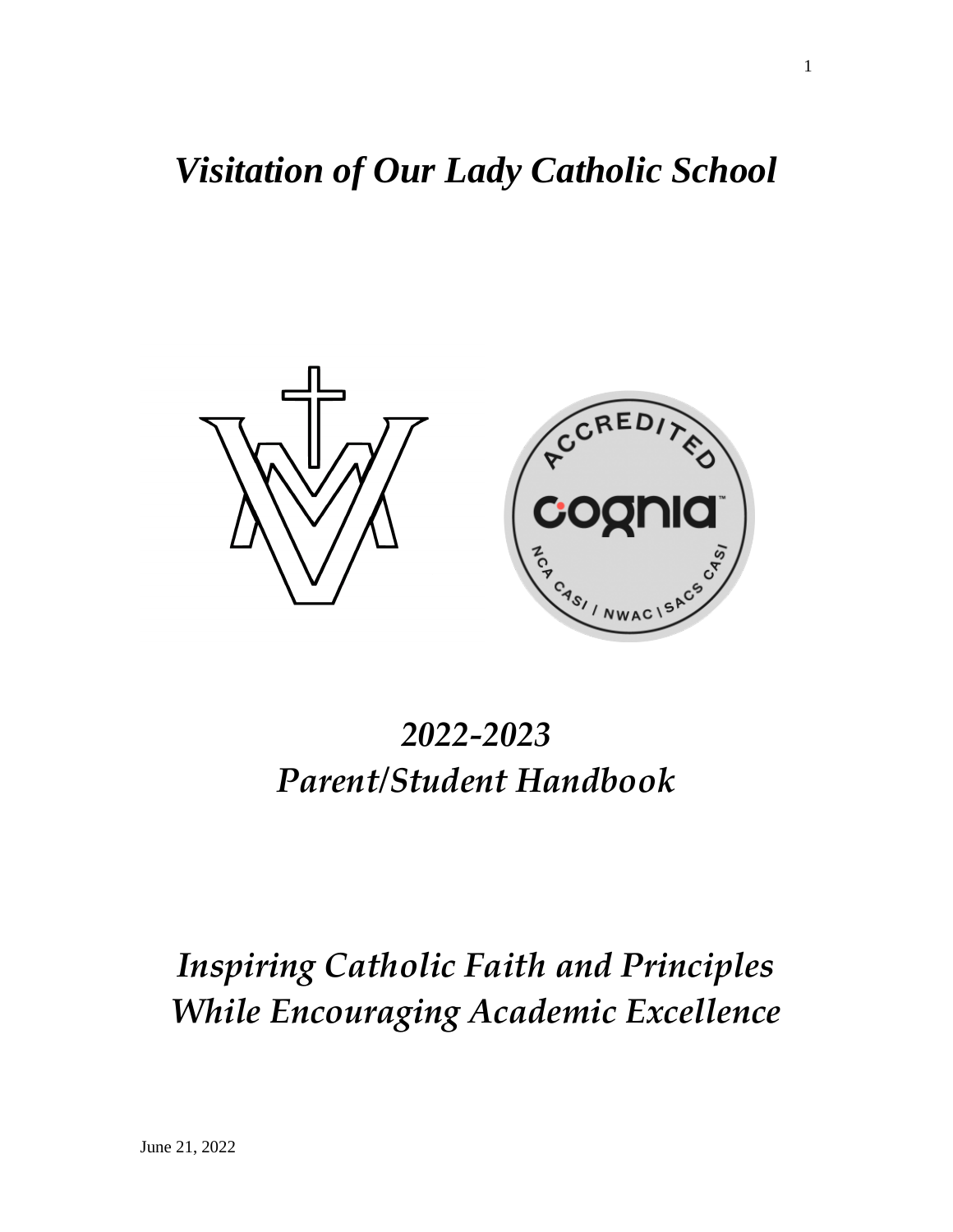# *Visitation of Our Lady Catholic School*

## *2022-2023*
## *Parent/Student Handbook*

## *Inspiring Catholic Faith and Principles While Encouraging Academic Excellence*

June 21, 2022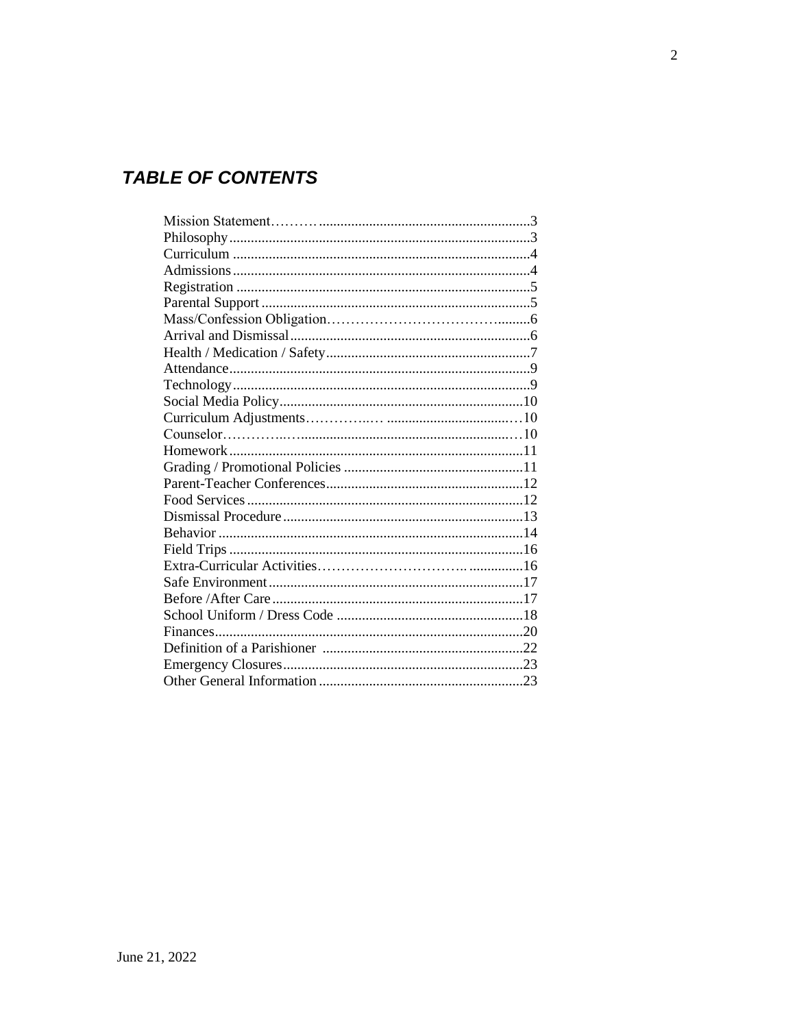## *TABLE OF CONTENTS*

| Section | Page |
|---|---|
| Mission Statement | 3 |
| Philosophy | 3 |
| Curriculum | 4 |
| Admissions | 4 |
| Registration | 5 |
| Parental Support | 5 |
| Mass/Confession Obligation | 6 |
| Arrival and Dismissal | 6 |
| Health / Medication / Safety | 7 |
| Attendance | 9 |
| Technology | 9 |
| Social Media Policy | 10 |
| Curriculum Adjustments | 10 |
| Counselor | 10 |
| Homework | 11 |
| Grading / Promotional Policies | 11 |
| Parent-Teacher Conferences | 12 |
| Food Services | 12 |
| Dismissal Procedure | 13 |
| Behavior | 14 |
| Field Trips | 16 |
| Extra-Curricular Activities | 16 |
| Safe Environment | 17 |
| Before /After Care | 17 |
| School Uniform / Dress Code | 18 |
| Finances | 20 |
| Definition of a Parishioner | 22 |
| Emergency Closures | 23 |
| Other General Information | 23 |

June 21, 2022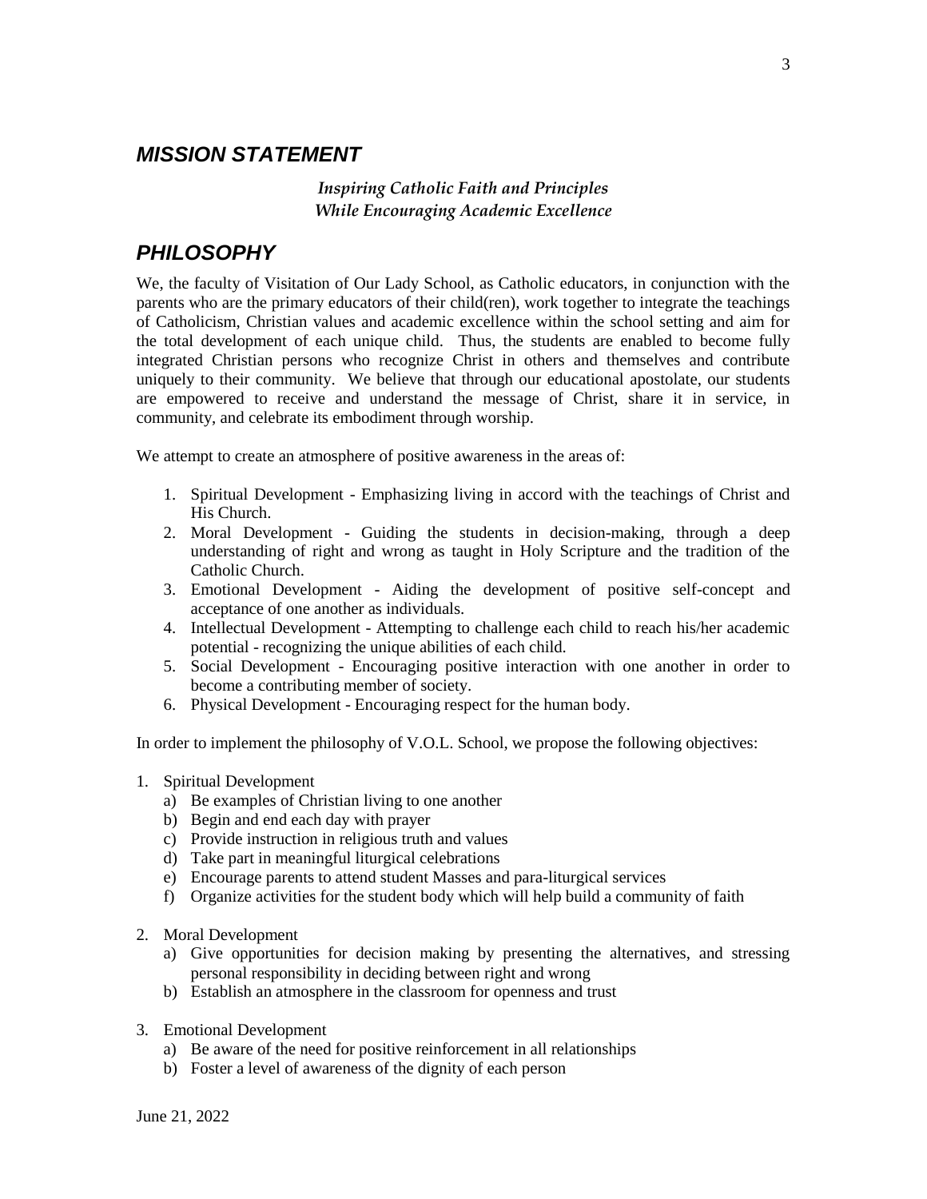## *MISSION STATEMENT*

*Inspiring Catholic Faith and Principles*
*While Encouraging Academic Excellence*

## *PHILOSOPHY*

We, the faculty of Visitation of Our Lady School, as Catholic educators, in conjunction with the parents who are the primary educators of their child(ren), work together to integrate the teachings of Catholicism, Christian values and academic excellence within the school setting and aim for the total development of each unique child. Thus, the students are enabled to become fully integrated Christian persons who recognize Christ in others and themselves and contribute uniquely to their community. We believe that through our educational apostolate, our students are empowered to receive and understand the message of Christ, share it in service, in community, and celebrate its embodiment through worship.

We attempt to create an atmosphere of positive awareness in the areas of:

1. Spiritual Development - Emphasizing living in accord with the teachings of Christ and His Church.
2. Moral Development - Guiding the students in decision-making, through a deep understanding of right and wrong as taught in Holy Scripture and the tradition of the Catholic Church.
3. Emotional Development - Aiding the development of positive self-concept and acceptance of one another as individuals.
4. Intellectual Development - Attempting to challenge each child to reach his/her academic potential - recognizing the unique abilities of each child.
5. Social Development - Encouraging positive interaction with one another in order to become a contributing member of society.
6. Physical Development - Encouraging respect for the human body.

In order to implement the philosophy of V.O.L. School, we propose the following objectives:

1. Spiritual Development
   a) Be examples of Christian living to one another
   b) Begin and end each day with prayer
   c) Provide instruction in religious truth and values
   d) Take part in meaningful liturgical celebrations
   e) Encourage parents to attend student Masses and para-liturgical services
   f) Organize activities for the student body which will help build a community of faith

2. Moral Development
   a) Give opportunities for decision making by presenting the alternatives, and stressing personal responsibility in deciding between right and wrong
   b) Establish an atmosphere in the classroom for openness and trust

3. Emotional Development
   a) Be aware of the need for positive reinforcement in all relationships
   b) Foster a level of awareness of the dignity of each person

June 21, 2022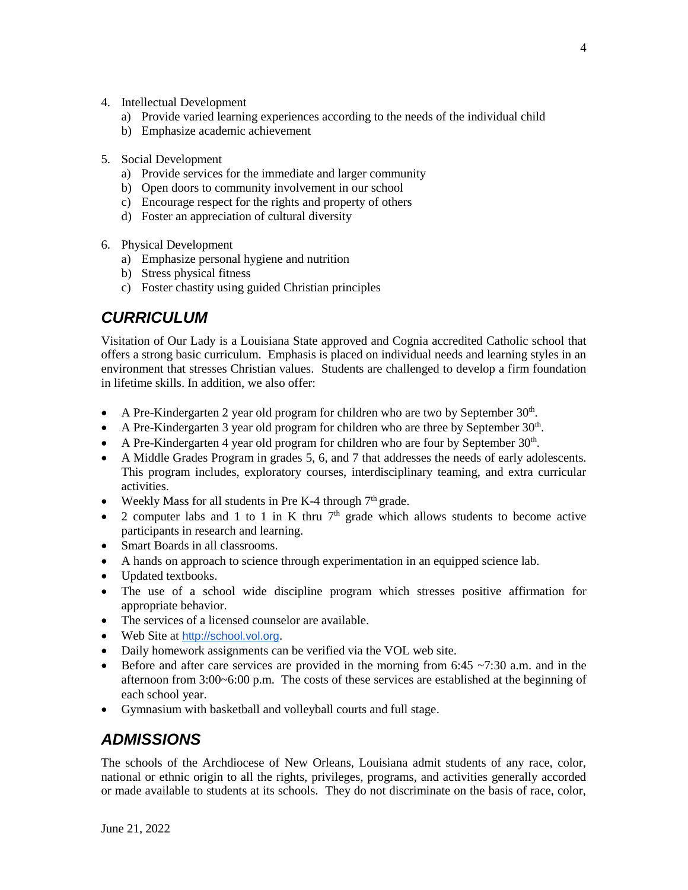4. Intellectual Development
    a) Provide varied learning experiences according to the needs of the individual child
    b) Emphasize academic achievement

5. Social Development
    a) Provide services for the immediate and larger community
    b) Open doors to community involvement in our school
    c) Encourage respect for the rights and property of others
    d) Foster an appreciation of cultural diversity

6. Physical Development
    a) Emphasize personal hygiene and nutrition
    b) Stress physical fitness
    c) Foster chastity using guided Christian principles

## *CURRICULUM*

Visitation of Our Lady is a Louisiana State approved and Cognia accredited Catholic school that offers a strong basic curriculum. Emphasis is placed on individual needs and learning styles in an environment that stresses Christian values. Students are challenged to develop a firm foundation in lifetime skills. In addition, we also offer:

- A Pre-Kindergarten 2 year old program for children who are two by September 30th.
- A Pre-Kindergarten 3 year old program for children who are three by September 30th.
- A Pre-Kindergarten 4 year old program for children who are four by September 30th.
- A Middle Grades Program in grades 5, 6, and 7 that addresses the needs of early adolescents. This program includes, exploratory courses, interdisciplinary teaming, and extra curricular activities.
- Weekly Mass for all students in Pre K-4 through 7th grade.
- 2 computer labs and 1 to 1 in K thru 7th grade which allows students to become active participants in research and learning.
- Smart Boards in all classrooms.
- A hands on approach to science through experimentation in an equipped science lab.
- Updated textbooks.
- The use of a school wide discipline program which stresses positive affirmation for appropriate behavior.
- The services of a licensed counselor are available.
- Web Site at http://school.vol.org.
- Daily homework assignments can be verified via the VOL web site.
- Before and after care services are provided in the morning from 6:45 ~7:30 a.m. and in the afternoon from 3:00~6:00 p.m. The costs of these services are established at the beginning of each school year.
- Gymnasium with basketball and volleyball courts and full stage.

## *ADMISSIONS*

The schools of the Archdiocese of New Orleans, Louisiana admit students of any race, color, national or ethnic origin to all the rights, privileges, programs, and activities generally accorded or made available to students at its schools. They do not discriminate on the basis of race, color,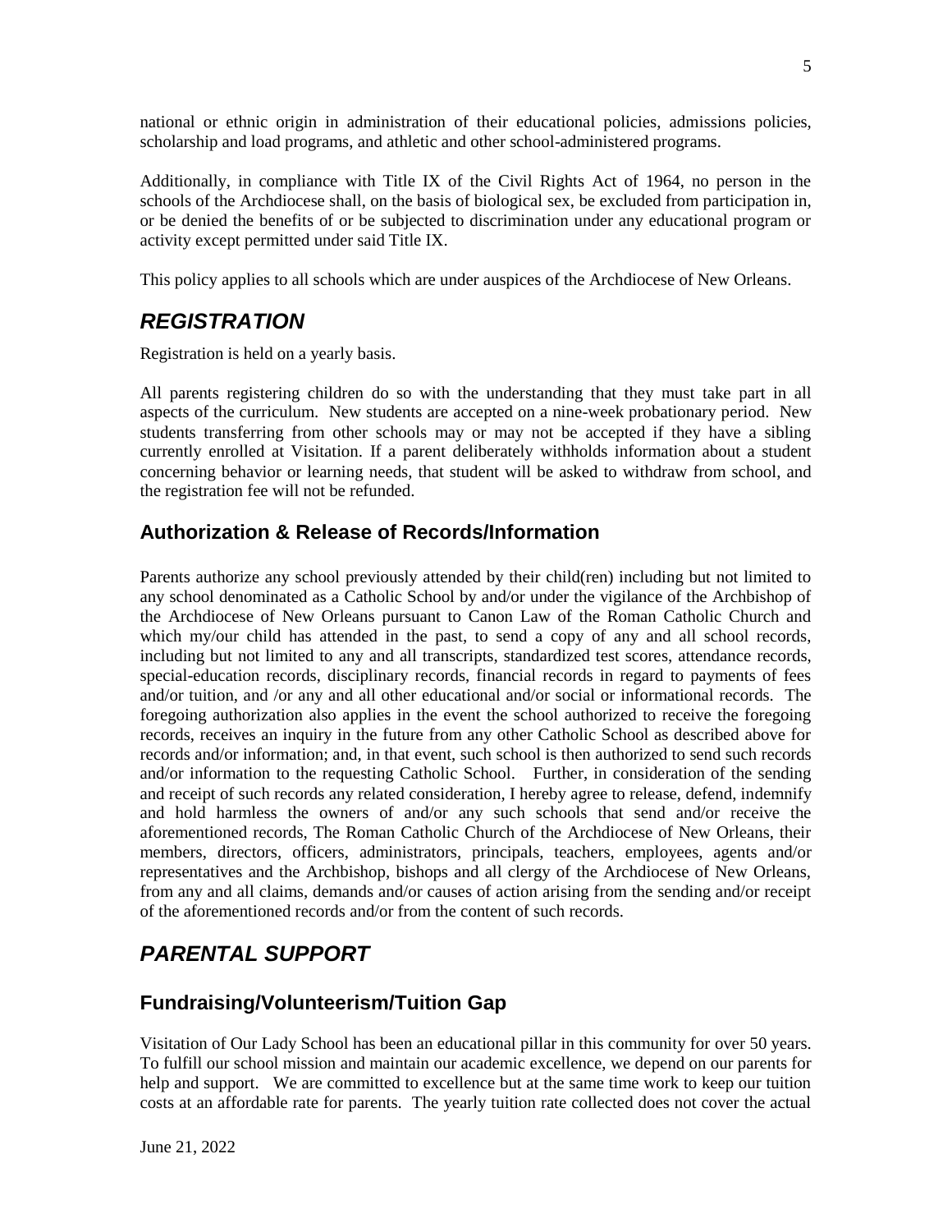national or ethnic origin in administration of their educational policies, admissions policies, scholarship and load programs, and athletic and other school-administered programs.

Additionally, in compliance with Title IX of the Civil Rights Act of 1964, no person in the schools of the Archdiocese shall, on the basis of biological sex, be excluded from participation in, or be denied the benefits of or be subjected to discrimination under any educational program or activity except permitted under said Title IX.

This policy applies to all schools which are under auspices of the Archdiocese of New Orleans.

## *REGISTRATION*

Registration is held on a yearly basis.

All parents registering children do so with the understanding that they must take part in all aspects of the curriculum. New students are accepted on a nine-week probationary period. New students transferring from other schools may or may not be accepted if they have a sibling currently enrolled at Visitation. If a parent deliberately withholds information about a student concerning behavior or learning needs, that student will be asked to withdraw from school, and the registration fee will not be refunded.

### Authorization & Release of Records/Information

Parents authorize any school previously attended by their child(ren) including but not limited to any school denominated as a Catholic School by and/or under the vigilance of the Archbishop of the Archdiocese of New Orleans pursuant to Canon Law of the Roman Catholic Church and which my/our child has attended in the past, to send a copy of any and all school records, including but not limited to any and all transcripts, standardized test scores, attendance records, special-education records, disciplinary records, financial records in regard to payments of fees and/or tuition, and /or any and all other educational and/or social or informational records. The foregoing authorization also applies in the event the school authorized to receive the foregoing records, receives an inquiry in the future from any other Catholic School as described above for records and/or information; and, in that event, such school is then authorized to send such records and/or information to the requesting Catholic School. Further, in consideration of the sending and receipt of such records any related consideration, I hereby agree to release, defend, indemnify and hold harmless the owners of and/or any such schools that send and/or receive the aforementioned records, The Roman Catholic Church of the Archdiocese of New Orleans, their members, directors, officers, administrators, principals, teachers, employees, agents and/or representatives and the Archbishop, bishops and all clergy of the Archdiocese of New Orleans, from any and all claims, demands and/or causes of action arising from the sending and/or receipt of the aforementioned records and/or from the content of such records.

## *PARENTAL SUPPORT*

### Fundraising/Volunteerism/Tuition Gap

Visitation of Our Lady School has been an educational pillar in this community for over 50 years. To fulfill our school mission and maintain our academic excellence, we depend on our parents for help and support. We are committed to excellence but at the same time work to keep our tuition costs at an affordable rate for parents. The yearly tuition rate collected does not cover the actual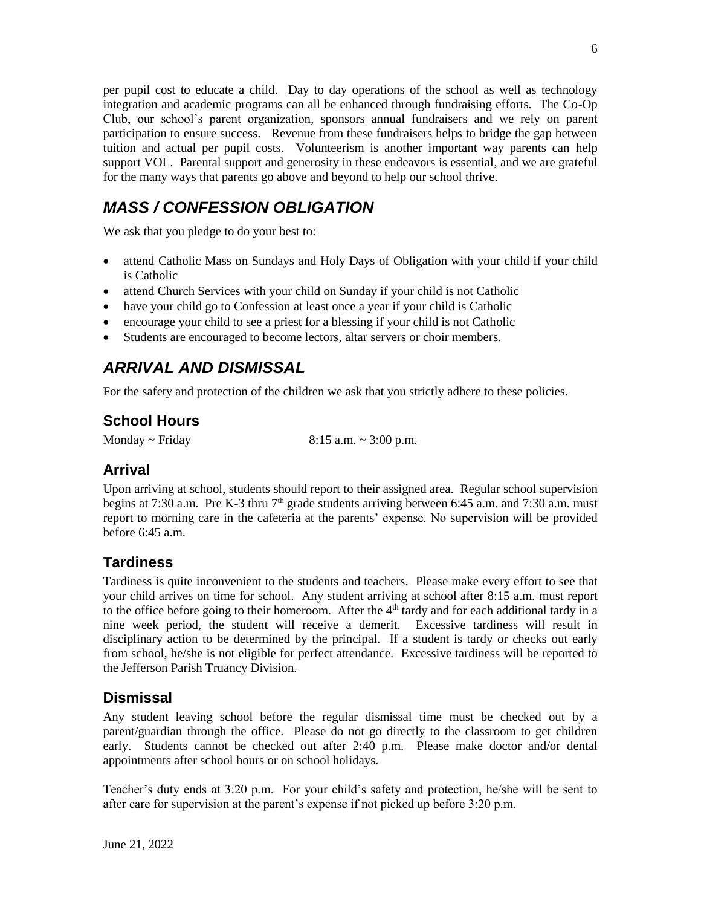per pupil cost to educate a child. Day to day operations of the school as well as technology integration and academic programs can all be enhanced through fundraising efforts. The Co-Op Club, our school's parent organization, sponsors annual fundraisers and we rely on parent participation to ensure success. Revenue from these fundraisers helps to bridge the gap between tuition and actual per pupil costs. Volunteerism is another important way parents can help support VOL. Parental support and generosity in these endeavors is essential, and we are grateful for the many ways that parents go above and beyond to help our school thrive.

## *MASS / CONFESSION OBLIGATION*

We ask that you pledge to do your best to:

- attend Catholic Mass on Sundays and Holy Days of Obligation with your child if your child is Catholic
- attend Church Services with your child on Sunday if your child is not Catholic
- have your child go to Confession at least once a year if your child is Catholic
- encourage your child to see a priest for a blessing if your child is not Catholic
- Students are encouraged to become lectors, altar servers or choir members.

## *ARRIVAL AND DISMISSAL*

For the safety and protection of the children we ask that you strictly adhere to these policies.

### School Hours

Monday ~ Friday 8:15 a.m. ~ 3:00 p.m.

### Arrival

Upon arriving at school, students should report to their assigned area. Regular school supervision begins at 7:30 a.m. Pre K-3 thru 7th grade students arriving between 6:45 a.m. and 7:30 a.m. must report to morning care in the cafeteria at the parents' expense. No supervision will be provided before 6:45 a.m.

### Tardiness

Tardiness is quite inconvenient to the students and teachers. Please make every effort to see that your child arrives on time for school. Any student arriving at school after 8:15 a.m. must report to the office before going to their homeroom. After the 4th tardy and for each additional tardy in a nine week period, the student will receive a demerit. Excessive tardiness will result in disciplinary action to be determined by the principal. If a student is tardy or checks out early from school, he/she is not eligible for perfect attendance. Excessive tardiness will be reported to the Jefferson Parish Truancy Division.

### Dismissal

Any student leaving school before the regular dismissal time must be checked out by a parent/guardian through the office. Please do not go directly to the classroom to get children early. Students cannot be checked out after 2:40 p.m. Please make doctor and/or dental appointments after school hours or on school holidays.

Teacher's duty ends at 3:20 p.m. For your child's safety and protection, he/she will be sent to after care for supervision at the parent's expense if not picked up before 3:20 p.m.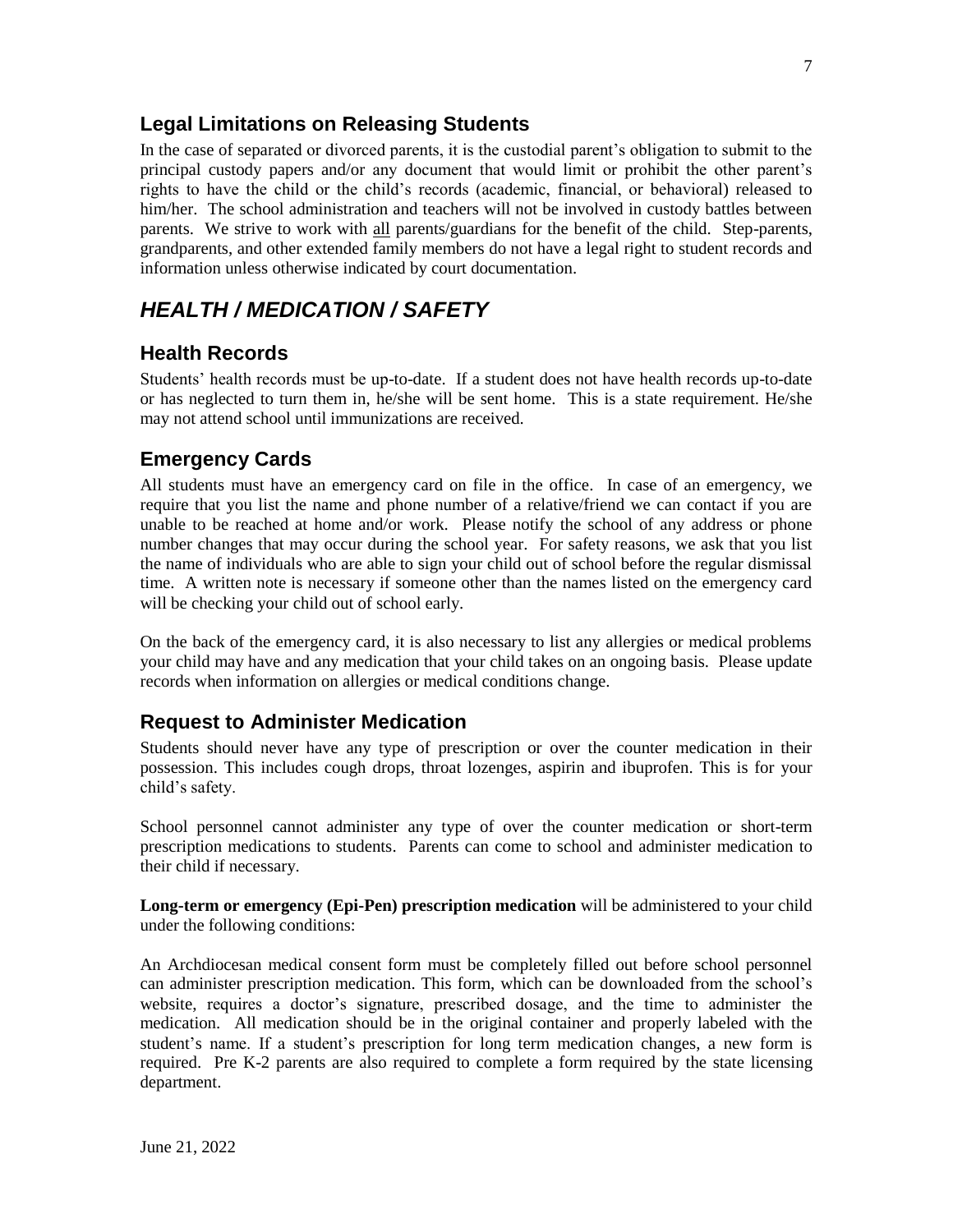## Legal Limitations on Releasing Students

In the case of separated or divorced parents, it is the custodial parent's obligation to submit to the principal custody papers and/or any document that would limit or prohibit the other parent's rights to have the child or the child's records (academic, financial, or behavioral) released to him/her. The school administration and teachers will not be involved in custody battles between parents. We strive to work with all parents/guardians for the benefit of the child. Step-parents, grandparents, and other extended family members do not have a legal right to student records and information unless otherwise indicated by court documentation.

# *HEALTH / MEDICATION / SAFETY*

## Health Records

Students' health records must be up-to-date. If a student does not have health records up-to-date or has neglected to turn them in, he/she will be sent home. This is a state requirement. He/she may not attend school until immunizations are received.

## Emergency Cards

All students must have an emergency card on file in the office. In case of an emergency, we require that you list the name and phone number of a relative/friend we can contact if you are unable to be reached at home and/or work. Please notify the school of any address or phone number changes that may occur during the school year. For safety reasons, we ask that you list the name of individuals who are able to sign your child out of school before the regular dismissal time. A written note is necessary if someone other than the names listed on the emergency card will be checking your child out of school early.

On the back of the emergency card, it is also necessary to list any allergies or medical problems your child may have and any medication that your child takes on an ongoing basis. Please update records when information on allergies or medical conditions change.

## Request to Administer Medication

Students should never have any type of prescription or over the counter medication in their possession. This includes cough drops, throat lozenges, aspirin and ibuprofen. This is for your child's safety.

School personnel cannot administer any type of over the counter medication or short-term prescription medications to students. Parents can come to school and administer medication to their child if necessary.

**Long-term or emergency (Epi-Pen) prescription medication** will be administered to your child under the following conditions:

An Archdiocesan medical consent form must be completely filled out before school personnel can administer prescription medication. This form, which can be downloaded from the school's website, requires a doctor's signature, prescribed dosage, and the time to administer the medication. All medication should be in the original container and properly labeled with the student's name. If a student's prescription for long term medication changes, a new form is required. Pre K-2 parents are also required to complete a form required by the state licensing department.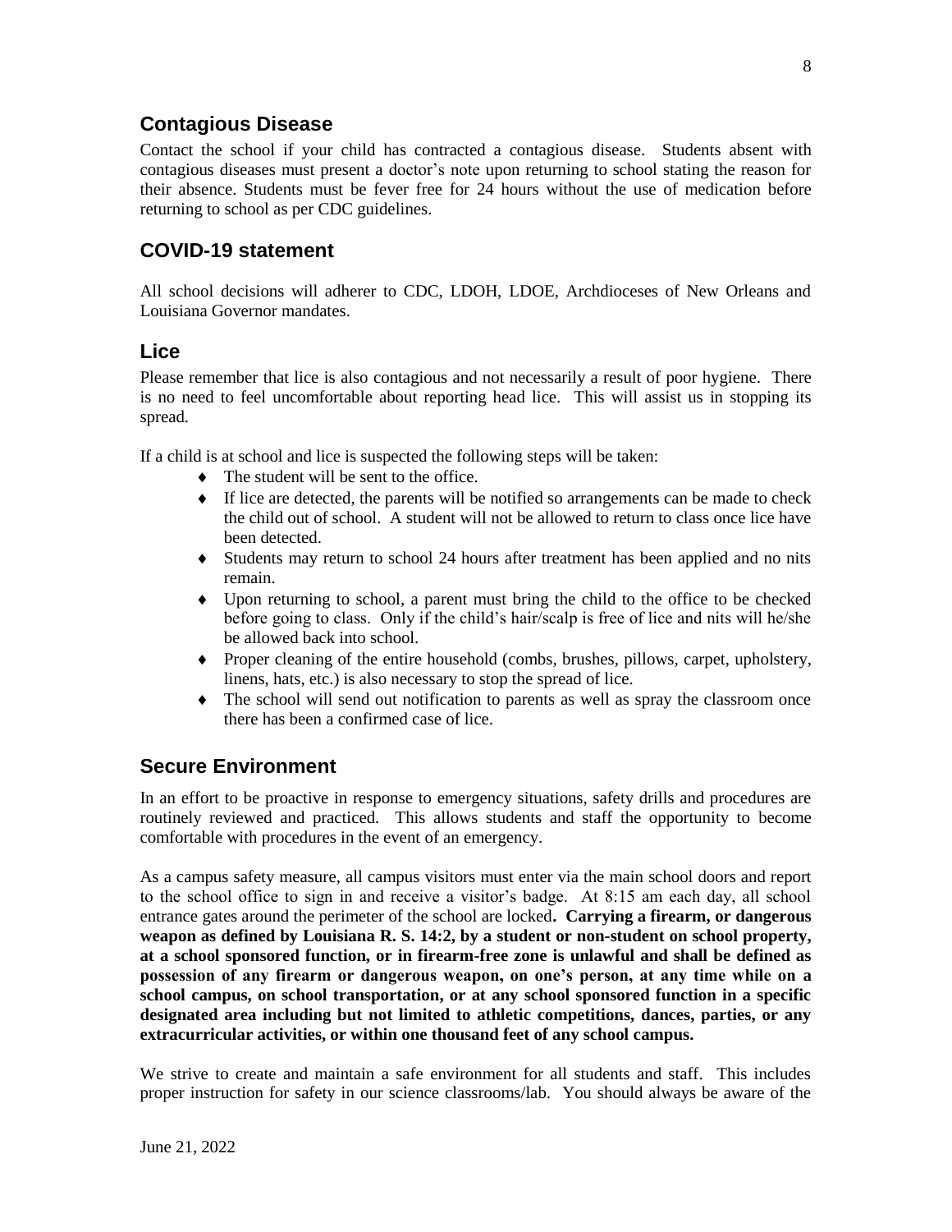## Contagious Disease

Contact the school if your child has contracted a contagious disease. Students absent with contagious diseases must present a doctor's note upon returning to school stating the reason for their absence. Students must be fever free for 24 hours without the use of medication before returning to school as per CDC guidelines.

## COVID-19 statement

All school decisions will adherer to CDC, LDOH, LDOE, Archdioceses of New Orleans and Louisiana Governor mandates.

## Lice

Please remember that lice is also contagious and not necessarily a result of poor hygiene. There is no need to feel uncomfortable about reporting head lice. This will assist us in stopping its spread.

If a child is at school and lice is suspected the following steps will be taken:

- The student will be sent to the office.
- If lice are detected, the parents will be notified so arrangements can be made to check the child out of school. A student will not be allowed to return to class once lice have been detected.
- Students may return to school 24 hours after treatment has been applied and no nits remain.
- Upon returning to school, a parent must bring the child to the office to be checked before going to class. Only if the child's hair/scalp is free of lice and nits will he/she be allowed back into school.
- Proper cleaning of the entire household (combs, brushes, pillows, carpet, upholstery, linens, hats, etc.) is also necessary to stop the spread of lice.
- The school will send out notification to parents as well as spray the classroom once there has been a confirmed case of lice.

## Secure Environment

In an effort to be proactive in response to emergency situations, safety drills and procedures are routinely reviewed and practiced. This allows students and staff the opportunity to become comfortable with procedures in the event of an emergency.

As a campus safety measure, all campus visitors must enter via the main school doors and report to the school office to sign in and receive a visitor's badge. At 8:15 am each day, all school entrance gates around the perimeter of the school are locked**. Carrying a firearm, or dangerous weapon as defined by Louisiana R. S. 14:2, by a student or non-student on school property, at a school sponsored function, or in firearm-free zone is unlawful and shall be defined as possession of any firearm or dangerous weapon, on one's person, at any time while on a school campus, on school transportation, or at any school sponsored function in a specific designated area including but not limited to athletic competitions, dances, parties, or any extracurricular activities, or within one thousand feet of any school campus.**

We strive to create and maintain a safe environment for all students and staff. This includes proper instruction for safety in our science classrooms/lab. You should always be aware of the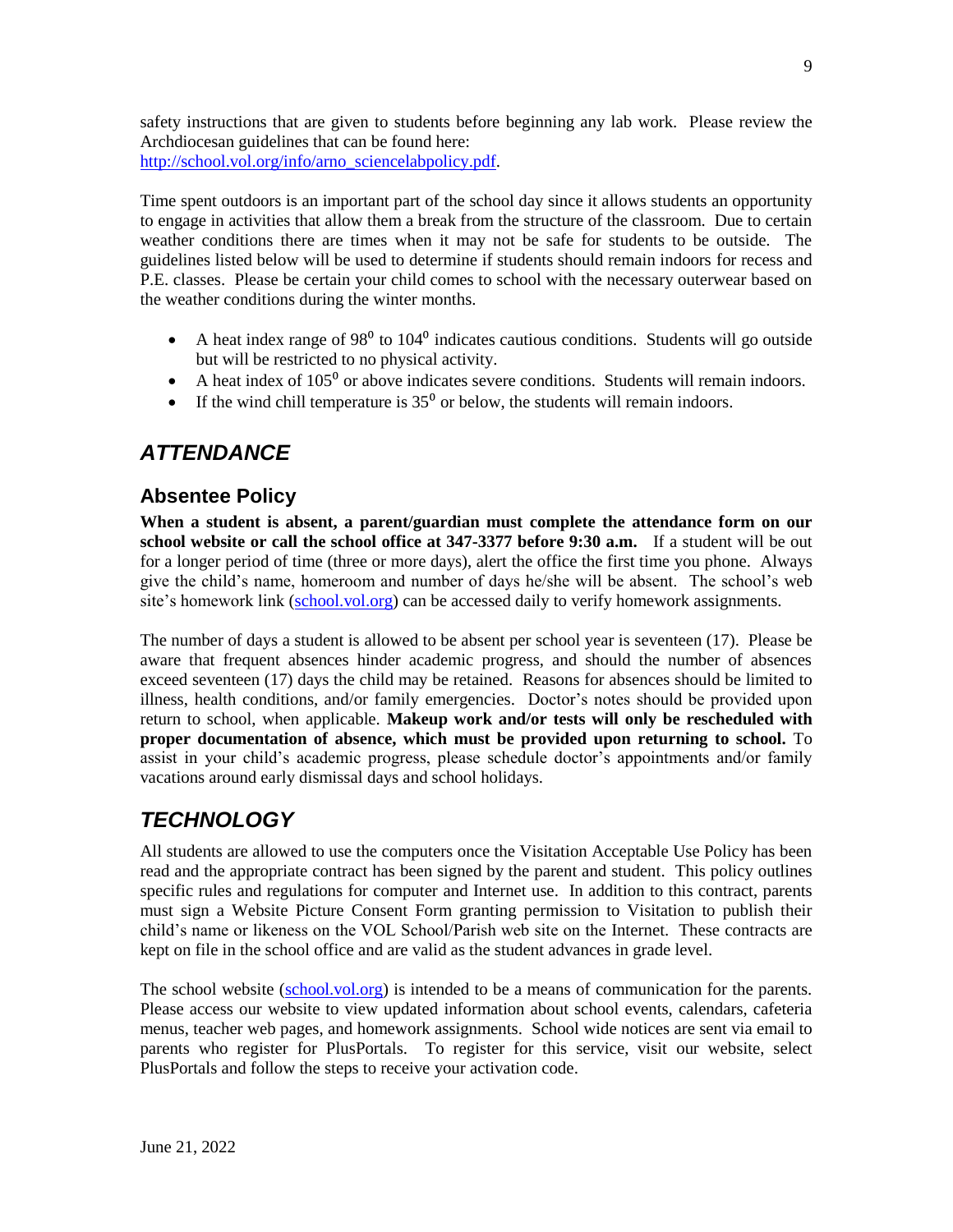safety instructions that are given to students before beginning any lab work. Please review the Archdiocesan guidelines that can be found here: http://school.vol.org/info/arno_sciencelabpolicy.pdf.

Time spent outdoors is an important part of the school day since it allows students an opportunity to engage in activities that allow them a break from the structure of the classroom. Due to certain weather conditions there are times when it may not be safe for students to be outside. The guidelines listed below will be used to determine if students should remain indoors for recess and P.E. classes. Please be certain your child comes to school with the necessary outerwear based on the weather conditions during the winter months.

- A heat index range of $98^0$ to $104^0$ indicates cautious conditions. Students will go outside but will be restricted to no physical activity.
- A heat index of $105^0$ or above indicates severe conditions. Students will remain indoors.
- If the wind chill temperature is $35^0$ or below, the students will remain indoors.

# *ATTENDANCE*

## Absentee Policy

**When a student is absent, a parent/guardian must complete the attendance form on our school website or call the school office at 347-3377 before 9:30 a.m.** If a student will be out for a longer period of time (three or more days), alert the office the first time you phone. Always give the child's name, homeroom and number of days he/she will be absent. The school's web site's homework link (school.vol.org) can be accessed daily to verify homework assignments.

The number of days a student is allowed to be absent per school year is seventeen (17). Please be aware that frequent absences hinder academic progress, and should the number of absences exceed seventeen (17) days the child may be retained. Reasons for absences should be limited to illness, health conditions, and/or family emergencies. Doctor's notes should be provided upon return to school, when applicable. **Makeup work and/or tests will only be rescheduled with proper documentation of absence, which must be provided upon returning to school.** To assist in your child's academic progress, please schedule doctor's appointments and/or family vacations around early dismissal days and school holidays.

# *TECHNOLOGY*

All students are allowed to use the computers once the Visitation Acceptable Use Policy has been read and the appropriate contract has been signed by the parent and student. This policy outlines specific rules and regulations for computer and Internet use. In addition to this contract, parents must sign a Website Picture Consent Form granting permission to Visitation to publish their child's name or likeness on the VOL School/Parish web site on the Internet. These contracts are kept on file in the school office and are valid as the student advances in grade level.

The school website (school.vol.org) is intended to be a means of communication for the parents. Please access our website to view updated information about school events, calendars, cafeteria menus, teacher web pages, and homework assignments. School wide notices are sent via email to parents who register for PlusPortals. To register for this service, visit our website, select PlusPortals and follow the steps to receive your activation code.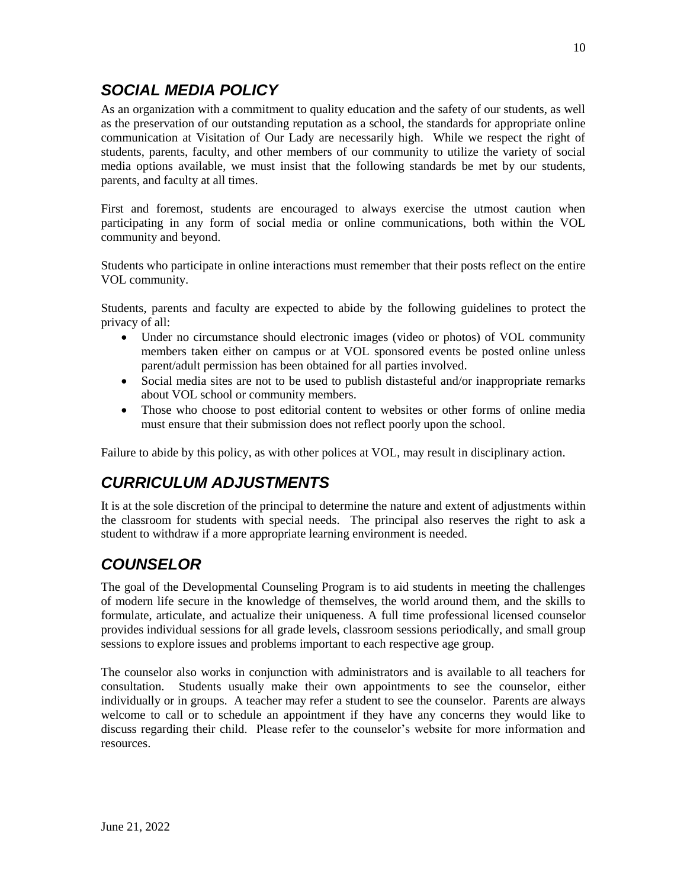## *SOCIAL MEDIA POLICY*

As an organization with a commitment to quality education and the safety of our students, as well as the preservation of our outstanding reputation as a school, the standards for appropriate online communication at Visitation of Our Lady are necessarily high. While we respect the right of students, parents, faculty, and other members of our community to utilize the variety of social media options available, we must insist that the following standards be met by our students, parents, and faculty at all times.

First and foremost, students are encouraged to always exercise the utmost caution when participating in any form of social media or online communications, both within the VOL community and beyond.

Students who participate in online interactions must remember that their posts reflect on the entire VOL community.

Students, parents and faculty are expected to abide by the following guidelines to protect the privacy of all:

- Under no circumstance should electronic images (video or photos) of VOL community members taken either on campus or at VOL sponsored events be posted online unless parent/adult permission has been obtained for all parties involved.
- Social media sites are not to be used to publish distasteful and/or inappropriate remarks about VOL school or community members.
- Those who choose to post editorial content to websites or other forms of online media must ensure that their submission does not reflect poorly upon the school.

Failure to abide by this policy, as with other polices at VOL, may result in disciplinary action.

## *CURRICULUM ADJUSTMENTS*

It is at the sole discretion of the principal to determine the nature and extent of adjustments within the classroom for students with special needs. The principal also reserves the right to ask a student to withdraw if a more appropriate learning environment is needed.

## *COUNSELOR*

The goal of the Developmental Counseling Program is to aid students in meeting the challenges of modern life secure in the knowledge of themselves, the world around them, and the skills to formulate, articulate, and actualize their uniqueness. A full time professional licensed counselor provides individual sessions for all grade levels, classroom sessions periodically, and small group sessions to explore issues and problems important to each respective age group.

The counselor also works in conjunction with administrators and is available to all teachers for consultation. Students usually make their own appointments to see the counselor, either individually or in groups. A teacher may refer a student to see the counselor. Parents are always welcome to call or to schedule an appointment if they have any concerns they would like to discuss regarding their child. Please refer to the counselor's website for more information and resources.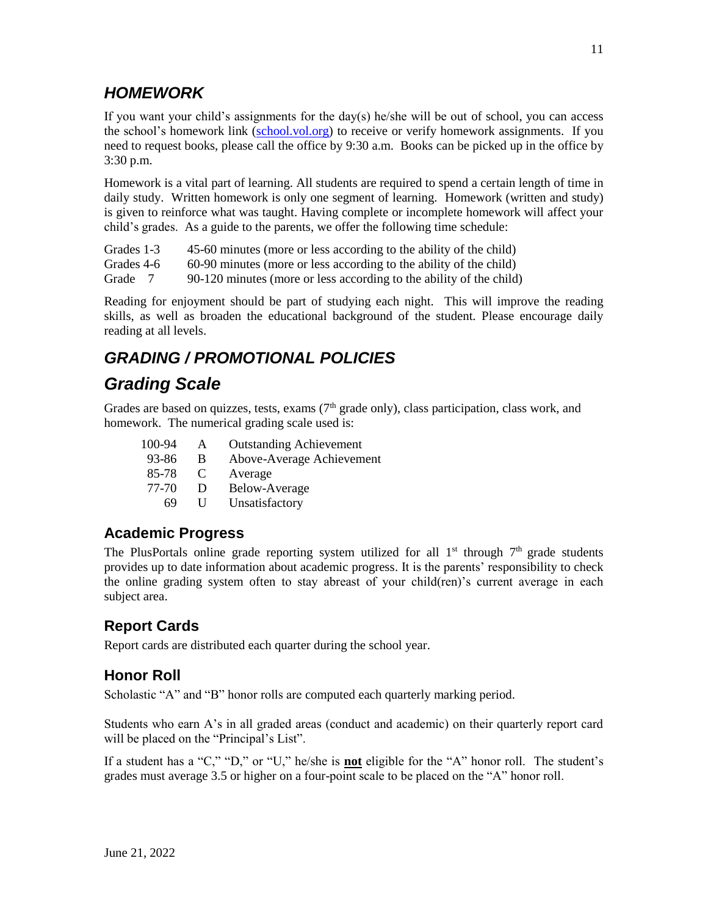## *HOMEWORK*

If you want your child's assignments for the day(s) he/she will be out of school, you can access the school's homework link ([school.vol.org](school.vol.org)) to receive or verify homework assignments. If you need to request books, please call the office by 9:30 a.m. Books can be picked up in the office by 3:30 p.m.

Homework is a vital part of learning. All students are required to spend a certain length of time in daily study. Written homework is only one segment of learning. Homework (written and study) is given to reinforce what was taught. Having complete or incomplete homework will affect your child's grades. As a guide to the parents, we offer the following time schedule:

| | |
|---|---|
| Grades 1-3 | 45-60 minutes (more or less according to the ability of the child) |
| Grades 4-6 | 60-90 minutes (more or less according to the ability of the child) |
| Grade 7 | 90-120 minutes (more or less according to the ability of the child) |

Reading for enjoyment should be part of studying each night. This will improve the reading skills, as well as broaden the educational background of the student. Please encourage daily reading at all levels.

## *GRADING / PROMOTIONAL POLICIES*

## *Grading Scale*

Grades are based on quizzes, tests, exams (7th grade only), class participation, class work, and homework. The numerical grading scale used is:

| | | |
|---|---|---|
| 100-94 | A | Outstanding Achievement |
| 93-86 | B | Above-Average Achievement |
| 85-78 | C | Average |
| 77-70 | D | Below-Average |
| 69 | U | Unsatisfactory |

### Academic Progress

The PlusPortals online grade reporting system utilized for all 1st through 7th grade students provides up to date information about academic progress. It is the parents' responsibility to check the online grading system often to stay abreast of your child(ren)'s current average in each subject area.

### Report Cards

Report cards are distributed each quarter during the school year.

### Honor Roll

Scholastic "A" and "B" honor rolls are computed each quarterly marking period.

Students who earn A's in all graded areas (conduct and academic) on their quarterly report card will be placed on the "Principal's List".

If a student has a "C," "D," or "U," he/she is **not** eligible for the "A" honor roll. The student's grades must average 3.5 or higher on a four-point scale to be placed on the "A" honor roll.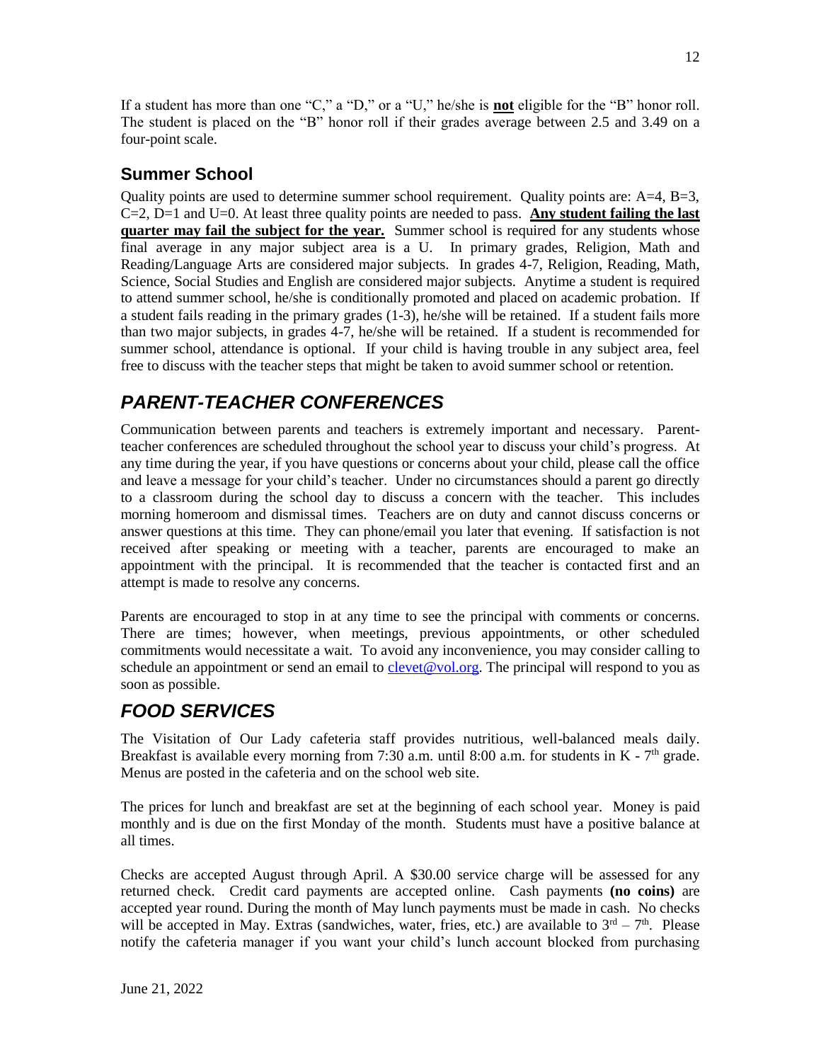If a student has more than one "C," a "D," or a "U," he/she is **not** eligible for the "B" honor roll. The student is placed on the "B" honor roll if their grades average between 2.5 and 3.49 on a four-point scale.

### Summer School

Quality points are used to determine summer school requirement. Quality points are: A=4, B=3, C=2, D=1 and U=0. At least three quality points are needed to pass. **Any student failing the last quarter may fail the subject for the year.** Summer school is required for any students whose final average in any major subject area is a U. In primary grades, Religion, Math and Reading/Language Arts are considered major subjects. In grades 4-7, Religion, Reading, Math, Science, Social Studies and English are considered major subjects. Anytime a student is required to attend summer school, he/she is conditionally promoted and placed on academic probation. If a student fails reading in the primary grades (1-3), he/she will be retained. If a student fails more than two major subjects, in grades 4-7, he/she will be retained. If a student is recommended for summer school, attendance is optional. If your child is having trouble in any subject area, feel free to discuss with the teacher steps that might be taken to avoid summer school or retention.

## *PARENT-TEACHER CONFERENCES*

Communication between parents and teachers is extremely important and necessary. Parent-teacher conferences are scheduled throughout the school year to discuss your child's progress. At any time during the year, if you have questions or concerns about your child, please call the office and leave a message for your child's teacher. Under no circumstances should a parent go directly to a classroom during the school day to discuss a concern with the teacher. This includes morning homeroom and dismissal times. Teachers are on duty and cannot discuss concerns or answer questions at this time. They can phone/email you later that evening. If satisfaction is not received after speaking or meeting with a teacher, parents are encouraged to make an appointment with the principal. It is recommended that the teacher is contacted first and an attempt is made to resolve any concerns.

Parents are encouraged to stop in at any time to see the principal with comments or concerns. There are times; however, when meetings, previous appointments, or other scheduled commitments would necessitate a wait. To avoid any inconvenience, you may consider calling to schedule an appointment or send an email to clevet@vol.org. The principal will respond to you as soon as possible.

## *FOOD SERVICES*

The Visitation of Our Lady cafeteria staff provides nutritious, well-balanced meals daily. Breakfast is available every morning from 7:30 a.m. until 8:00 a.m. for students in K - 7th grade. Menus are posted in the cafeteria and on the school web site.

The prices for lunch and breakfast are set at the beginning of each school year. Money is paid monthly and is due on the first Monday of the month. Students must have a positive balance at all times.

Checks are accepted August through April. A $30.00 service charge will be assessed for any returned check. Credit card payments are accepted online. Cash payments **(no coins)** are accepted year round. During the month of May lunch payments must be made in cash. No checks will be accepted in May. Extras (sandwiches, water, fries, etc.) are available to 3rd – 7th. Please notify the cafeteria manager if you want your child's lunch account blocked from purchasing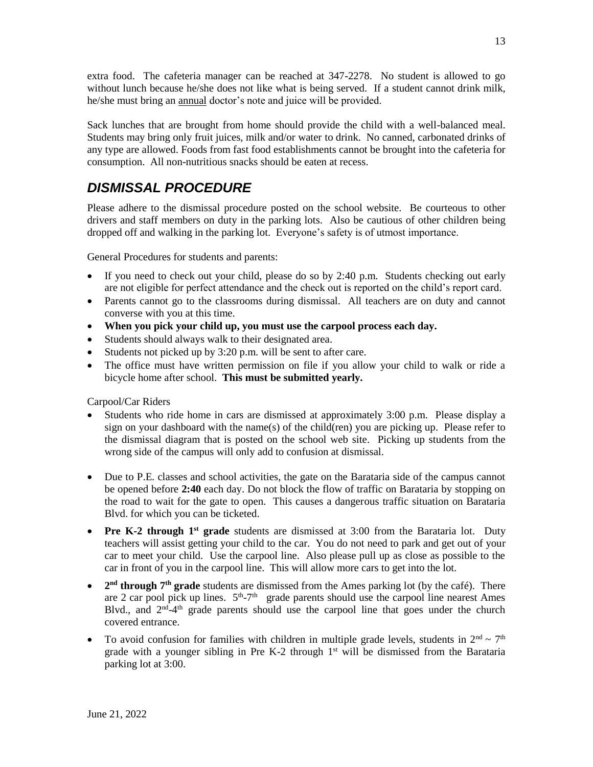extra food. The cafeteria manager can be reached at 347-2278. No student is allowed to go without lunch because he/she does not like what is being served. If a student cannot drink milk, he/she must bring an annual doctor's note and juice will be provided.

Sack lunches that are brought from home should provide the child with a well-balanced meal. Students may bring only fruit juices, milk and/or water to drink. No canned, carbonated drinks of any type are allowed. Foods from fast food establishments cannot be brought into the cafeteria for consumption. All non-nutritious snacks should be eaten at recess.

## *DISMISSAL PROCEDURE*

Please adhere to the dismissal procedure posted on the school website. Be courteous to other drivers and staff members on duty in the parking lots. Also be cautious of other children being dropped off and walking in the parking lot. Everyone's safety is of utmost importance.

General Procedures for students and parents:

- If you need to check out your child, please do so by 2:40 p.m. Students checking out early are not eligible for perfect attendance and the check out is reported on the child's report card.
- Parents cannot go to the classrooms during dismissal. All teachers are on duty and cannot converse with you at this time.
- **When you pick your child up, you must use the carpool process each day.**
- Students should always walk to their designated area.
- Students not picked up by 3:20 p.m. will be sent to after care.
- The office must have written permission on file if you allow your child to walk or ride a bicycle home after school. **This must be submitted yearly.**

Carpool/Car Riders

- Students who ride home in cars are dismissed at approximately 3:00 p.m. Please display a sign on your dashboard with the name(s) of the child(ren) you are picking up. Please refer to the dismissal diagram that is posted on the school web site. Picking up students from the wrong side of the campus will only add to confusion at dismissal.
- Due to P.E. classes and school activities, the gate on the Barataria side of the campus cannot be opened before **2:40** each day. Do not block the flow of traffic on Barataria by stopping on the road to wait for the gate to open. This causes a dangerous traffic situation on Barataria Blvd. for which you can be ticketed.
- **Pre K-2 through 1st grade** students are dismissed at 3:00 from the Barataria lot. Duty teachers will assist getting your child to the car. You do not need to park and get out of your car to meet your child. Use the carpool line. Also please pull up as close as possible to the car in front of you in the carpool line. This will allow more cars to get into the lot.
- **2nd through 7th grade** students are dismissed from the Ames parking lot (by the café). There are 2 car pool pick up lines. 5th-7th grade parents should use the carpool line nearest Ames Blvd., and 2nd-4th grade parents should use the carpool line that goes under the church covered entrance.
- To avoid confusion for families with children in multiple grade levels, students in 2nd ~ 7th grade with a younger sibling in Pre K-2 through 1st will be dismissed from the Barataria parking lot at 3:00.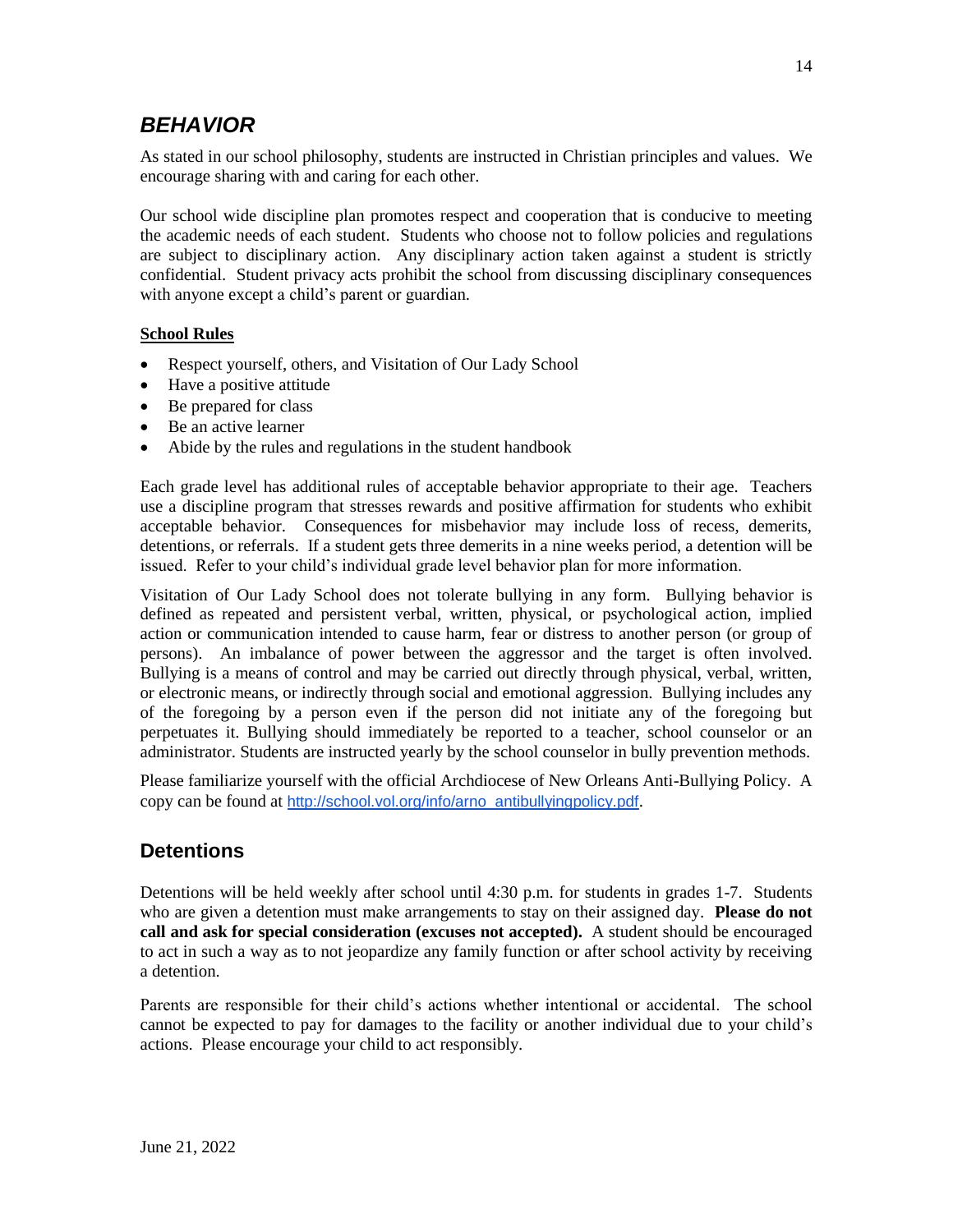## *BEHAVIOR*

As stated in our school philosophy, students are instructed in Christian principles and values. We encourage sharing with and caring for each other.

Our school wide discipline plan promotes respect and cooperation that is conducive to meeting the academic needs of each student. Students who choose not to follow policies and regulations are subject to disciplinary action. Any disciplinary action taken against a student is strictly confidential. Student privacy acts prohibit the school from discussing disciplinary consequences with anyone except a child's parent or guardian.

**School Rules**

- Respect yourself, others, and Visitation of Our Lady School
- Have a positive attitude
- Be prepared for class
- Be an active learner
- Abide by the rules and regulations in the student handbook

Each grade level has additional rules of acceptable behavior appropriate to their age. Teachers use a discipline program that stresses rewards and positive affirmation for students who exhibit acceptable behavior. Consequences for misbehavior may include loss of recess, demerits, detentions, or referrals. If a student gets three demerits in a nine weeks period, a detention will be issued. Refer to your child's individual grade level behavior plan for more information.

Visitation of Our Lady School does not tolerate bullying in any form. Bullying behavior is defined as repeated and persistent verbal, written, physical, or psychological action, implied action or communication intended to cause harm, fear or distress to another person (or group of persons). An imbalance of power between the aggressor and the target is often involved. Bullying is a means of control and may be carried out directly through physical, verbal, written, or electronic means, or indirectly through social and emotional aggression. Bullying includes any of the foregoing by a person even if the person did not initiate any of the foregoing but perpetuates it. Bullying should immediately be reported to a teacher, school counselor or an administrator. Students are instructed yearly by the school counselor in bully prevention methods.

Please familiarize yourself with the official Archdiocese of New Orleans Anti-Bullying Policy. A copy can be found at http://school.vol.org/info/arno_antibullyingpolicy.pdf.

## Detentions

Detentions will be held weekly after school until 4:30 p.m. for students in grades 1-7. Students who are given a detention must make arrangements to stay on their assigned day. **Please do not call and ask for special consideration (excuses not accepted).** A student should be encouraged to act in such a way as to not jeopardize any family function or after school activity by receiving a detention.

Parents are responsible for their child's actions whether intentional or accidental. The school cannot be expected to pay for damages to the facility or another individual due to your child's actions. Please encourage your child to act responsibly.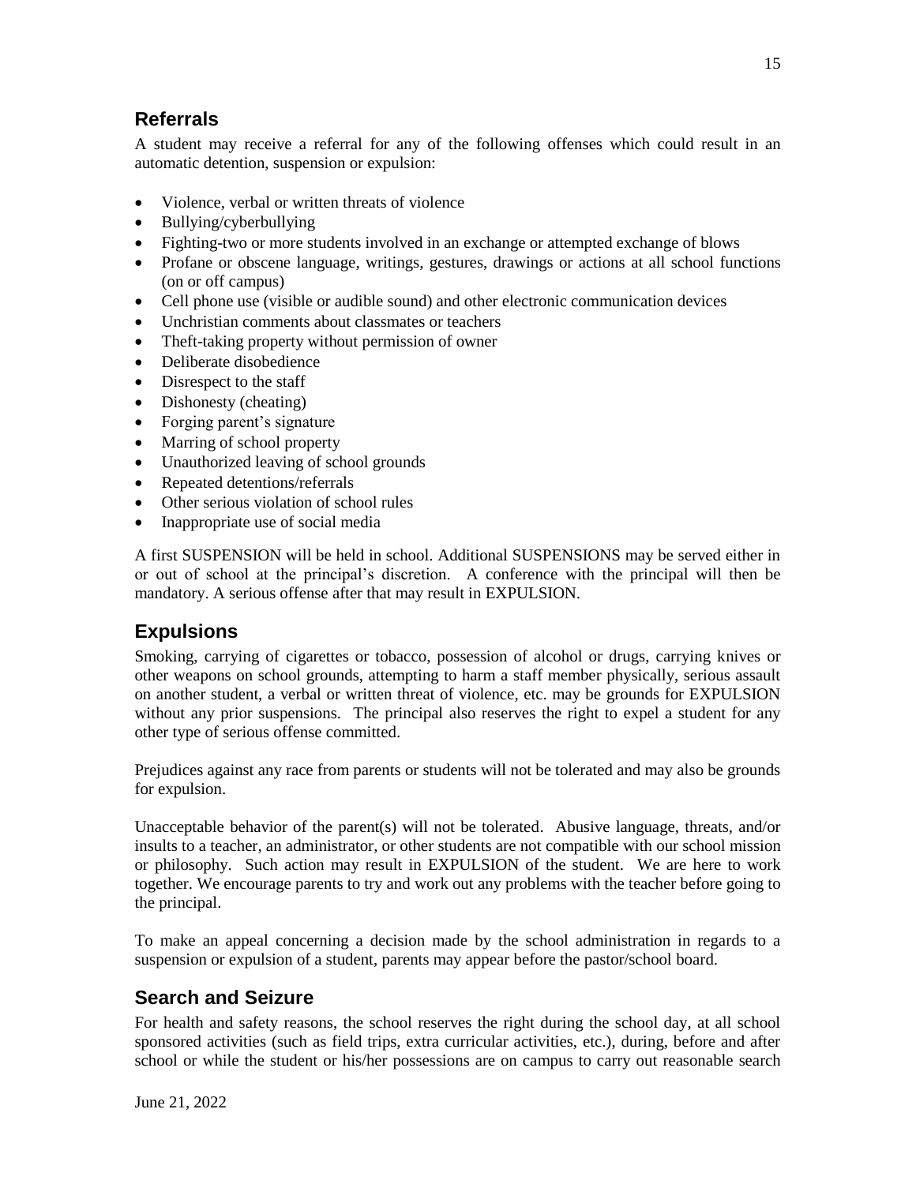## Referrals

A student may receive a referral for any of the following offenses which could result in an automatic detention, suspension or expulsion:

- Violence, verbal or written threats of violence
- Bullying/cyberbullying
- Fighting-two or more students involved in an exchange or attempted exchange of blows
- Profane or obscene language, writings, gestures, drawings or actions at all school functions (on or off campus)
- Cell phone use (visible or audible sound) and other electronic communication devices
- Unchristian comments about classmates or teachers
- Theft-taking property without permission of owner
- Deliberate disobedience
- Disrespect to the staff
- Dishonesty (cheating)
- Forging parent's signature
- Marring of school property
- Unauthorized leaving of school grounds
- Repeated detentions/referrals
- Other serious violation of school rules
- Inappropriate use of social media

A first SUSPENSION will be held in school. Additional SUSPENSIONS may be served either in or out of school at the principal's discretion. A conference with the principal will then be mandatory. A serious offense after that may result in EXPULSION.

## Expulsions

Smoking, carrying of cigarettes or tobacco, possession of alcohol or drugs, carrying knives or other weapons on school grounds, attempting to harm a staff member physically, serious assault on another student, a verbal or written threat of violence, etc. may be grounds for EXPULSION without any prior suspensions. The principal also reserves the right to expel a student for any other type of serious offense committed.

Prejudices against any race from parents or students will not be tolerated and may also be grounds for expulsion.

Unacceptable behavior of the parent(s) will not be tolerated. Abusive language, threats, and/or insults to a teacher, an administrator, or other students are not compatible with our school mission or philosophy. Such action may result in EXPULSION of the student. We are here to work together. We encourage parents to try and work out any problems with the teacher before going to the principal.

To make an appeal concerning a decision made by the school administration in regards to a suspension or expulsion of a student, parents may appear before the pastor/school board.

## Search and Seizure

For health and safety reasons, the school reserves the right during the school day, at all school sponsored activities (such as field trips, extra curricular activities, etc.), during, before and after school or while the student or his/her possessions are on campus to carry out reasonable search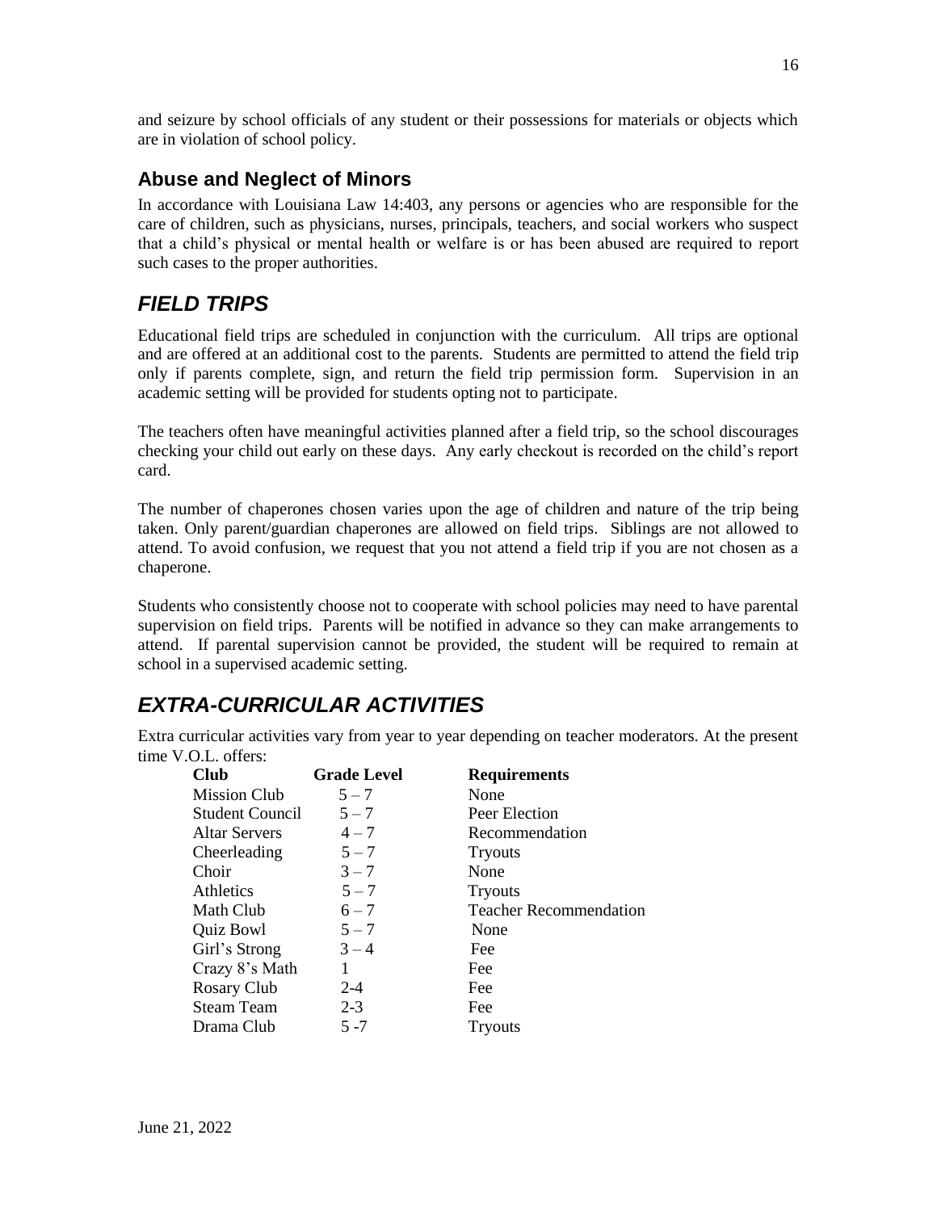and seizure by school officials of any student or their possessions for materials or objects which are in violation of school policy.

### Abuse and Neglect of Minors

In accordance with Louisiana Law 14:403, any persons or agencies who are responsible for the care of children, such as physicians, nurses, principals, teachers, and social workers who suspect that a child's physical or mental health or welfare is or has been abused are required to report such cases to the proper authorities.

## *FIELD TRIPS*

Educational field trips are scheduled in conjunction with the curriculum. All trips are optional and are offered at an additional cost to the parents. Students are permitted to attend the field trip only if parents complete, sign, and return the field trip permission form. Supervision in an academic setting will be provided for students opting not to participate.

The teachers often have meaningful activities planned after a field trip, so the school discourages checking your child out early on these days. Any early checkout is recorded on the child's report card.

The number of chaperones chosen varies upon the age of children and nature of the trip being taken. Only parent/guardian chaperones are allowed on field trips. Siblings are not allowed to attend. To avoid confusion, we request that you not attend a field trip if you are not chosen as a chaperone.

Students who consistently choose not to cooperate with school policies may need to have parental supervision on field trips. Parents will be notified in advance so they can make arrangements to attend. If parental supervision cannot be provided, the student will be required to remain at school in a supervised academic setting.

## *EXTRA-CURRICULAR ACTIVITIES*

Extra curricular activities vary from year to year depending on teacher moderators. At the present time V.O.L. offers:

| Club | Grade Level | Requirements |
|---|---|---|
| Mission Club | 5 – 7 | None |
| Student Council | 5 – 7 | Peer Election |
| Altar Servers | 4 – 7 | Recommendation |
| Cheerleading | 5 – 7 | Tryouts |
| Choir | 3 – 7 | None |
| Athletics | 5 – 7 | Tryouts |
| Math Club | 6 – 7 | Teacher Recommendation |
| Quiz Bowl | 5 – 7 | None |
| Girl's Strong | 3 – 4 | Fee |
| Crazy 8's Math | 1 | Fee |
| Rosary Club | 2-4 | Fee |
| Steam Team | 2-3 | Fee |
| Drama Club | 5 -7 | Tryouts |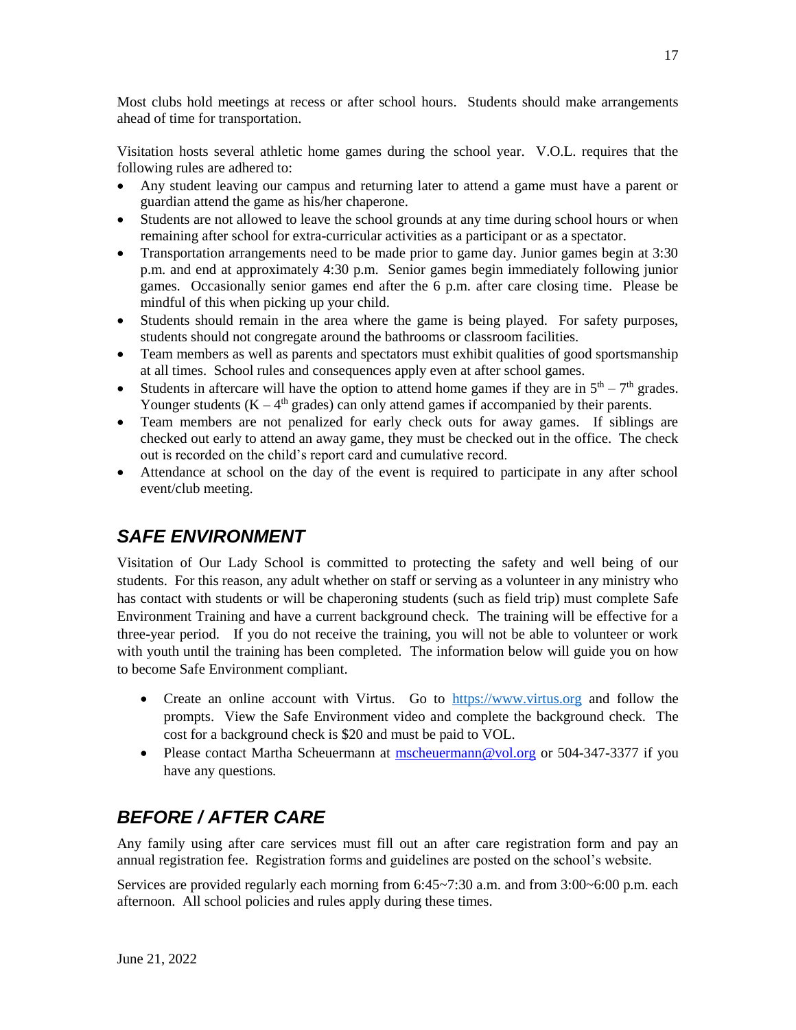Most clubs hold meetings at recess or after school hours. Students should make arrangements ahead of time for transportation.

Visitation hosts several athletic home games during the school year. V.O.L. requires that the following rules are adhered to:

- Any student leaving our campus and returning later to attend a game must have a parent or guardian attend the game as his/her chaperone.
- Students are not allowed to leave the school grounds at any time during school hours or when remaining after school for extra-curricular activities as a participant or as a spectator.
- Transportation arrangements need to be made prior to game day. Junior games begin at 3:30 p.m. and end at approximately 4:30 p.m. Senior games begin immediately following junior games. Occasionally senior games end after the 6 p.m. after care closing time. Please be mindful of this when picking up your child.
- Students should remain in the area where the game is being played. For safety purposes, students should not congregate around the bathrooms or classroom facilities.
- Team members as well as parents and spectators must exhibit qualities of good sportsmanship at all times. School rules and consequences apply even at after school games.
- Students in aftercare will have the option to attend home games if they are in 5th – 7th grades. Younger students (K – 4th grades) can only attend games if accompanied by their parents.
- Team members are not penalized for early check outs for away games. If siblings are checked out early to attend an away game, they must be checked out in the office. The check out is recorded on the child's report card and cumulative record.
- Attendance at school on the day of the event is required to participate in any after school event/club meeting.

## *SAFE ENVIRONMENT*

Visitation of Our Lady School is committed to protecting the safety and well being of our students. For this reason, any adult whether on staff or serving as a volunteer in any ministry who has contact with students or will be chaperoning students (such as field trip) must complete Safe Environment Training and have a current background check. The training will be effective for a three-year period. If you do not receive the training, you will not be able to volunteer or work with youth until the training has been completed. The information below will guide you on how to become Safe Environment compliant.

- Create an online account with Virtus. Go to https://www.virtus.org and follow the prompts. View the Safe Environment video and complete the background check. The cost for a background check is $20 and must be paid to VOL.
- Please contact Martha Scheuermann at mscheuermann@vol.org or 504-347-3377 if you have any questions.

## *BEFORE / AFTER CARE*

Any family using after care services must fill out an after care registration form and pay an annual registration fee. Registration forms and guidelines are posted on the school's website.

Services are provided regularly each morning from 6:45~7:30 a.m. and from 3:00~6:00 p.m. each afternoon. All school policies and rules apply during these times.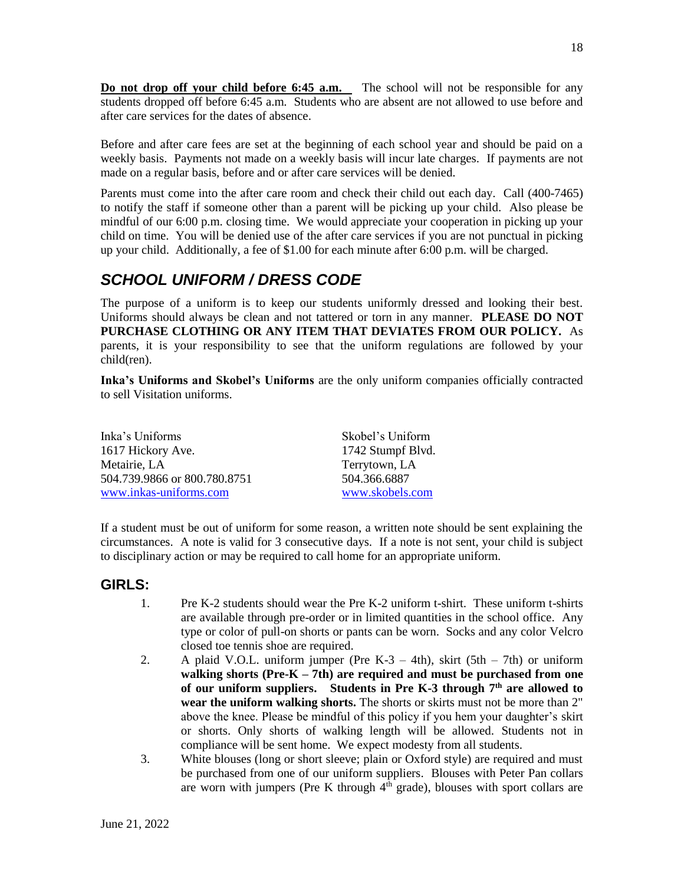**<u>Do not drop off your child before 6:45 a.m.</u>** The school will not be responsible for any students dropped off before 6:45 a.m. Students who are absent are not allowed to use before and after care services for the dates of absence.

Before and after care fees are set at the beginning of each school year and should be paid on a weekly basis. Payments not made on a weekly basis will incur late charges. If payments are not made on a regular basis, before and or after care services will be denied.

Parents must come into the after care room and check their child out each day. Call (400-7465) to notify the staff if someone other than a parent will be picking up your child. Also please be mindful of our 6:00 p.m. closing time. We would appreciate your cooperation in picking up your child on time. You will be denied use of the after care services if you are not punctual in picking up your child. Additionally, a fee of $1.00 for each minute after 6:00 p.m. will be charged.

## *SCHOOL UNIFORM / DRESS CODE*

The purpose of a uniform is to keep our students uniformly dressed and looking their best. Uniforms should always be clean and not tattered or torn in any manner. **PLEASE DO NOT PURCHASE CLOTHING OR ANY ITEM THAT DEVIATES FROM OUR POLICY.** As parents, it is your responsibility to see that the uniform regulations are followed by your child(ren).

**Inka's Uniforms and Skobel's Uniforms** are the only uniform companies officially contracted to sell Visitation uniforms.

Inka's Uniforms
1617 Hickory Ave.
Metairie, LA
504.739.9866 or 800.780.8751
www.inkas-uniforms.com

Skobel's Uniform
1742 Stumpf Blvd.
Terrytown, LA
504.366.6887
www.skobels.com

If a student must be out of uniform for some reason, a written note should be sent explaining the circumstances. A note is valid for 3 consecutive days. If a note is not sent, your child is subject to disciplinary action or may be required to call home for an appropriate uniform.

### GIRLS:

1. Pre K-2 students should wear the Pre K-2 uniform t-shirt. These uniform t-shirts are available through pre-order or in limited quantities in the school office. Any type or color of pull-on shorts or pants can be worn. Socks and any color Velcro closed toe tennis shoe are required.
2. A plaid V.O.L. uniform jumper (Pre K-3 – 4th), skirt (5th – 7th) or uniform **walking shorts (Pre-K – 7th) are required and must be purchased from one of our uniform suppliers. Students in Pre K-3 through 7th are allowed to wear the uniform walking shorts.** The shorts or skirts must not be more than 2" above the knee. Please be mindful of this policy if you hem your daughter's skirt or shorts. Only shorts of walking length will be allowed. Students not in compliance will be sent home. We expect modesty from all students.
3. White blouses (long or short sleeve; plain or Oxford style) are required and must be purchased from one of our uniform suppliers. Blouses with Peter Pan collars are worn with jumpers (Pre K through 4th grade), blouses with sport collars are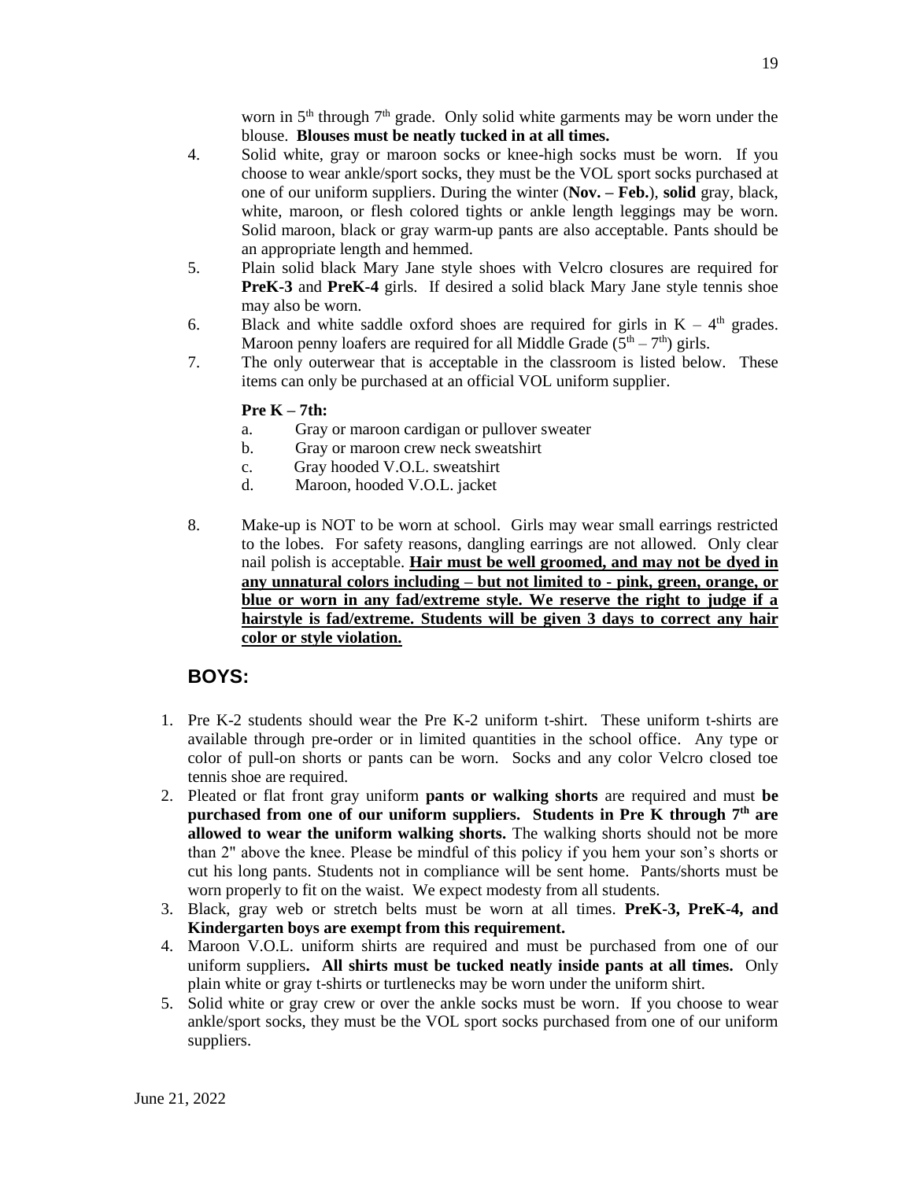worn in 5th through 7th grade. Only solid white garments may be worn under the blouse. **Blouses must be neatly tucked in at all times.**

4. Solid white, gray or maroon socks or knee-high socks must be worn. If you choose to wear ankle/sport socks, they must be the VOL sport socks purchased at one of our uniform suppliers. During the winter (**Nov. – Feb.**), **solid** gray, black, white, maroon, or flesh colored tights or ankle length leggings may be worn. Solid maroon, black or gray warm-up pants are also acceptable. Pants should be an appropriate length and hemmed.
5. Plain solid black Mary Jane style shoes with Velcro closures are required for **PreK-3** and **PreK-4** girls. If desired a solid black Mary Jane style tennis shoe may also be worn.
6. Black and white saddle oxford shoes are required for girls in K – 4th grades. Maroon penny loafers are required for all Middle Grade (5th – 7th) girls.
7. The only outerwear that is acceptable in the classroom is listed below. These items can only be purchased at an official VOL uniform supplier.

   **Pre K – 7th:**

   a. Gray or maroon cardigan or pullover sweater
   b. Gray or maroon crew neck sweatshirt
   c. Gray hooded V.O.L. sweatshirt
   d. Maroon, hooded V.O.L. jacket

8. Make-up is NOT to be worn at school. Girls may wear small earrings restricted to the lobes. For safety reasons, dangling earrings are not allowed. Only clear nail polish is acceptable. **Hair must be well groomed, and may not be dyed in any unnatural colors including – but not limited to - pink, green, orange, or blue or worn in any fad/extreme style. We reserve the right to judge if a hairstyle is fad/extreme. Students will be given 3 days to correct any hair color or style violation.**

## BOYS:

1. Pre K-2 students should wear the Pre K-2 uniform t-shirt. These uniform t-shirts are available through pre-order or in limited quantities in the school office. Any type or color of pull-on shorts or pants can be worn. Socks and any color Velcro closed toe tennis shoe are required.
2. Pleated or flat front gray uniform **pants or walking shorts** are required and must **be purchased from one of our uniform suppliers. Students in Pre K through 7th are allowed to wear the uniform walking shorts.** The walking shorts should not be more than 2" above the knee. Please be mindful of this policy if you hem your son's shorts or cut his long pants. Students not in compliance will be sent home. Pants/shorts must be worn properly to fit on the waist. We expect modesty from all students.
3. Black, gray web or stretch belts must be worn at all times. **PreK-3, PreK-4, and Kindergarten boys are exempt from this requirement.**
4. Maroon V.O.L. uniform shirts are required and must be purchased from one of our uniform suppliers**. All shirts must be tucked neatly inside pants at all times.** Only plain white or gray t-shirts or turtlenecks may be worn under the uniform shirt.
5. Solid white or gray crew or over the ankle socks must be worn. If you choose to wear ankle/sport socks, they must be the VOL sport socks purchased from one of our uniform suppliers.

June 21, 2022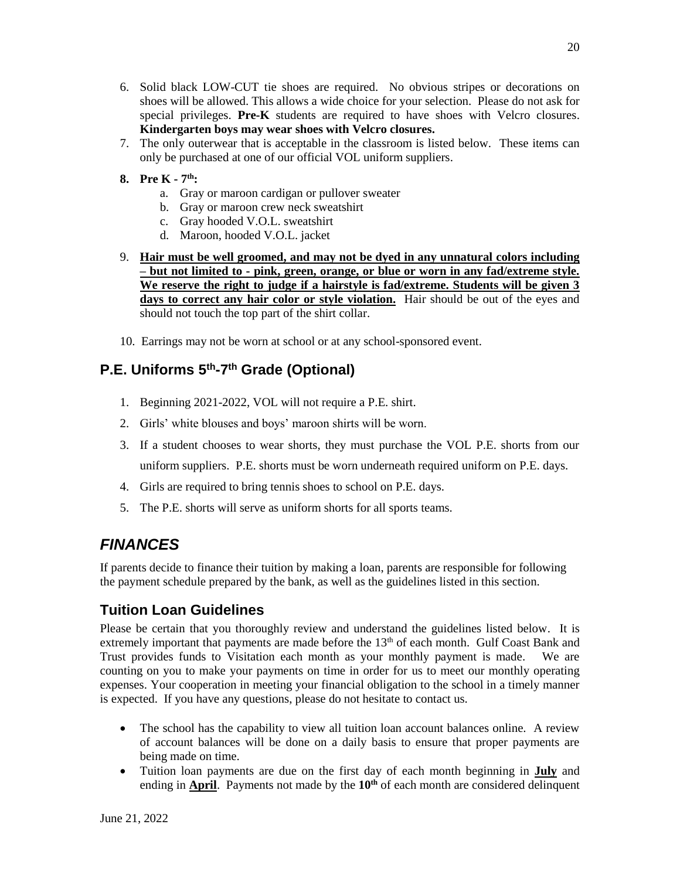6. Solid black LOW-CUT tie shoes are required. No obvious stripes or decorations on shoes will be allowed. This allows a wide choice for your selection. Please do not ask for special privileges. **Pre-K** students are required to have shoes with Velcro closures. **Kindergarten boys may wear shoes with Velcro closures.**
7. The only outerwear that is acceptable in the classroom is listed below. These items can only be purchased at one of our official VOL uniform suppliers.
8. **Pre K - 7th:**
   a. Gray or maroon cardigan or pullover sweater
   b. Gray or maroon crew neck sweatshirt
   c. Gray hooded V.O.L. sweatshirt
   d. Maroon, hooded V.O.L. jacket
9. **Hair must be well groomed, and may not be dyed in any unnatural colors including – but not limited to - pink, green, orange, or blue or worn in any fad/extreme style. We reserve the right to judge if a hairstyle is fad/extreme. Students will be given 3 days to correct any hair color or style violation.** Hair should be out of the eyes and should not touch the top part of the shirt collar.
10. Earrings may not be worn at school or at any school-sponsored event.

## P.E. Uniforms 5th-7th Grade (Optional)

1. Beginning 2021-2022, VOL will not require a P.E. shirt.
2. Girls' white blouses and boys' maroon shirts will be worn.
3. If a student chooses to wear shorts, they must purchase the VOL P.E. shorts from our uniform suppliers. P.E. shorts must be worn underneath required uniform on P.E. days.
4. Girls are required to bring tennis shoes to school on P.E. days.
5. The P.E. shorts will serve as uniform shorts for all sports teams.

# *FINANCES*

If parents decide to finance their tuition by making a loan, parents are responsible for following the payment schedule prepared by the bank, as well as the guidelines listed in this section.

## Tuition Loan Guidelines

Please be certain that you thoroughly review and understand the guidelines listed below. It is extremely important that payments are made before the 13th of each month. Gulf Coast Bank and Trust provides funds to Visitation each month as your monthly payment is made. We are counting on you to make your payments on time in order for us to meet our monthly operating expenses. Your cooperation in meeting your financial obligation to the school in a timely manner is expected. If you have any questions, please do not hesitate to contact us.

- The school has the capability to view all tuition loan account balances online. A review of account balances will be done on a daily basis to ensure that proper payments are being made on time.
- Tuition loan payments are due on the first day of each month beginning in **July** and ending in **April**. Payments not made by the **10th** of each month are considered delinquent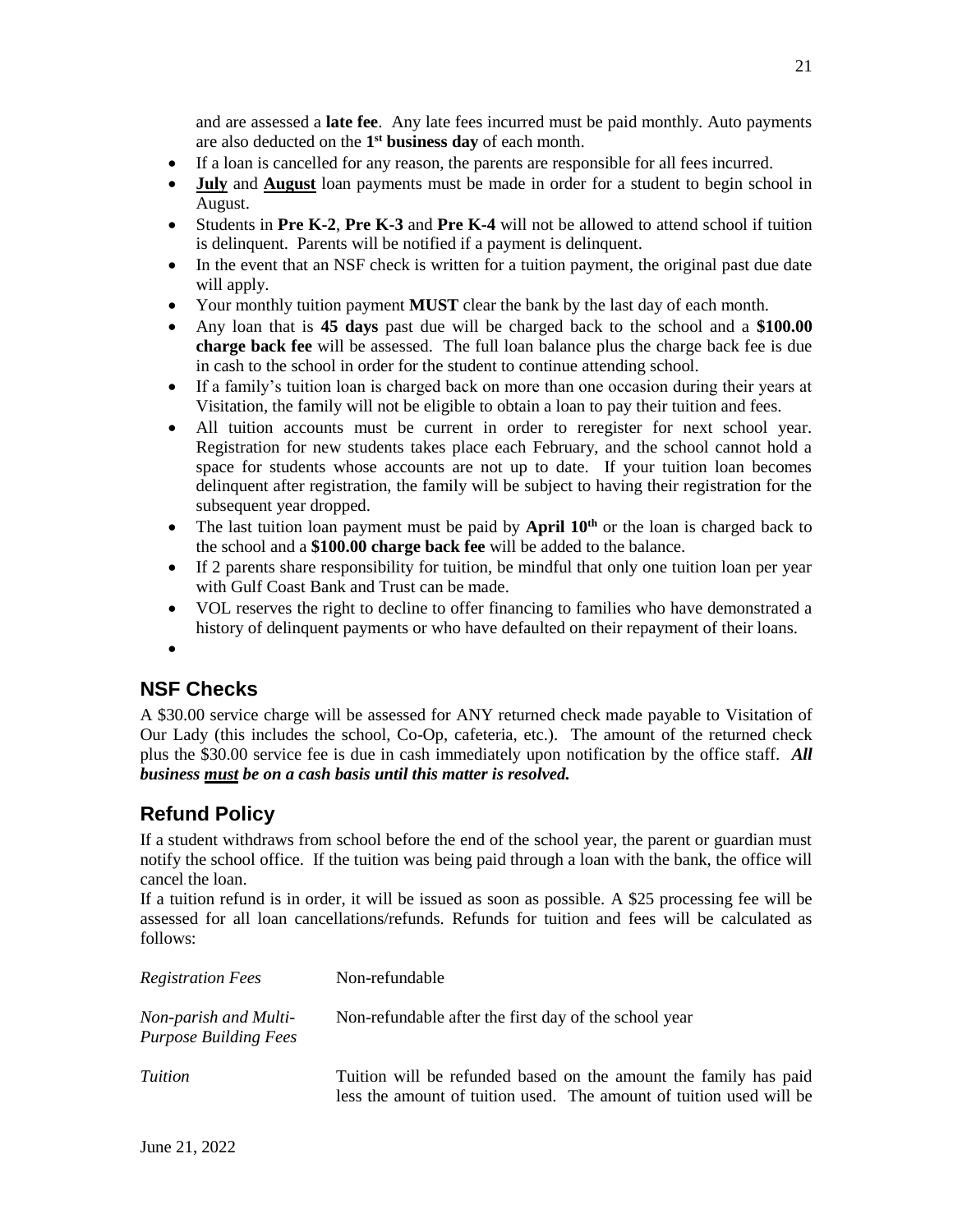and are assessed a **late fee**. Any late fees incurred must be paid monthly. Auto payments are also deducted on the **1st business day** of each month.

- If a loan is cancelled for any reason, the parents are responsible for all fees incurred.
- **July** and **August** loan payments must be made in order for a student to begin school in August.
- Students in **Pre K-2**, **Pre K-3** and **Pre K-4** will not be allowed to attend school if tuition is delinquent. Parents will be notified if a payment is delinquent.
- In the event that an NSF check is written for a tuition payment, the original past due date will apply.
- Your monthly tuition payment **MUST** clear the bank by the last day of each month.
- Any loan that is **45 days** past due will be charged back to the school and a **$100.00 charge back fee** will be assessed. The full loan balance plus the charge back fee is due in cash to the school in order for the student to continue attending school.
- If a family's tuition loan is charged back on more than one occasion during their years at Visitation, the family will not be eligible to obtain a loan to pay their tuition and fees.
- All tuition accounts must be current in order to reregister for next school year. Registration for new students takes place each February, and the school cannot hold a space for students whose accounts are not up to date. If your tuition loan becomes delinquent after registration, the family will be subject to having their registration for the subsequent year dropped.
- The last tuition loan payment must be paid by **April 10th** or the loan is charged back to the school and a **$100.00 charge back fee** will be added to the balance.
- If 2 parents share responsibility for tuition, be mindful that only one tuition loan per year with Gulf Coast Bank and Trust can be made.
- VOL reserves the right to decline to offer financing to families who have demonstrated a history of delinquent payments or who have defaulted on their repayment of their loans.

## NSF Checks

A $30.00 service charge will be assessed for ANY returned check made payable to Visitation of Our Lady (this includes the school, Co-Op, cafeteria, etc.). The amount of the returned check plus the $30.00 service fee is due in cash immediately upon notification by the office staff. ***All business must be on a cash basis until this matter is resolved.***

## Refund Policy

If a student withdraws from school before the end of the school year, the parent or guardian must notify the school office. If the tuition was being paid through a loan with the bank, the office will cancel the loan.

If a tuition refund is in order, it will be issued as soon as possible. A $25 processing fee will be assessed for all loan cancellations/refunds. Refunds for tuition and fees will be calculated as follows:

| | |
|---|---|
| *Registration Fees* | Non-refundable |
| *Non-parish and Multi-Purpose Building Fees* | Non-refundable after the first day of the school year |
| *Tuition* | Tuition will be refunded based on the amount the family has paid less the amount of tuition used. The amount of tuition used will be |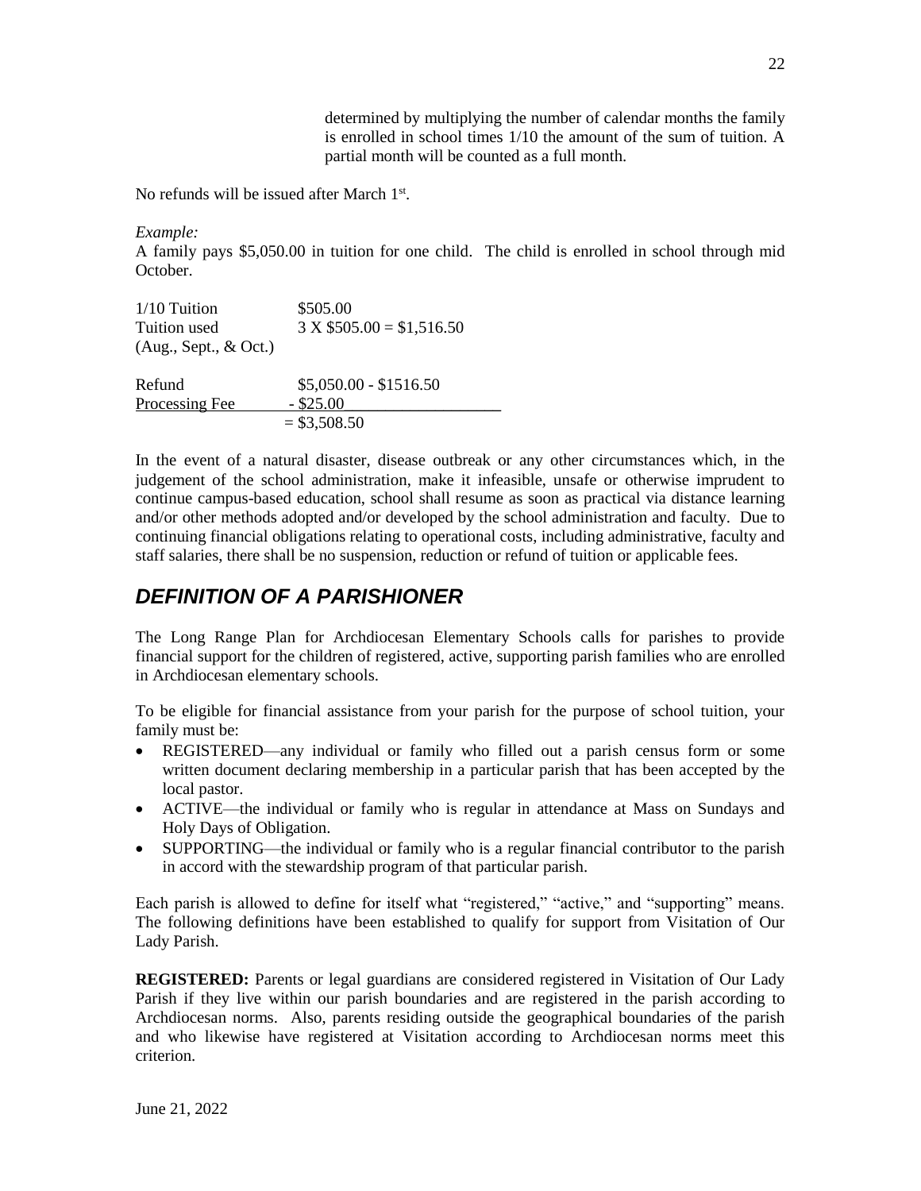determined by multiplying the number of calendar months the family is enrolled in school times 1/10 the amount of the sum of tuition. A partial month will be counted as a full month.

No refunds will be issued after March 1st.

*Example:*
A family pays $5,050.00 in tuition for one child. The child is enrolled in school through mid October.

| | |
|---|---|
| 1/10 Tuition | $505.00 |
| Tuition used (Aug., Sept., & Oct.) | 3 X $505.00 = $1,516.50 |
| | |
| Refund | $5,050.00 - $1516.50 |
| Processing Fee | - $25.00 |
| | = $3,508.50 |

In the event of a natural disaster, disease outbreak or any other circumstances which, in the judgement of the school administration, make it infeasible, unsafe or otherwise imprudent to continue campus-based education, school shall resume as soon as practical via distance learning and/or other methods adopted and/or developed by the school administration and faculty. Due to continuing financial obligations relating to operational costs, including administrative, faculty and staff salaries, there shall be no suspension, reduction or refund of tuition or applicable fees.

## *DEFINITION OF A PARISHIONER*

The Long Range Plan for Archdiocesan Elementary Schools calls for parishes to provide financial support for the children of registered, active, supporting parish families who are enrolled in Archdiocesan elementary schools.

To be eligible for financial assistance from your parish for the purpose of school tuition, your family must be:

- REGISTERED—any individual or family who filled out a parish census form or some written document declaring membership in a particular parish that has been accepted by the local pastor.
- ACTIVE—the individual or family who is regular in attendance at Mass on Sundays and Holy Days of Obligation.
- SUPPORTING—the individual or family who is a regular financial contributor to the parish in accord with the stewardship program of that particular parish.

Each parish is allowed to define for itself what "registered," "active," and "supporting" means. The following definitions have been established to qualify for support from Visitation of Our Lady Parish.

**REGISTERED:** Parents or legal guardians are considered registered in Visitation of Our Lady Parish if they live within our parish boundaries and are registered in the parish according to Archdiocesan norms. Also, parents residing outside the geographical boundaries of the parish and who likewise have registered at Visitation according to Archdiocesan norms meet this criterion.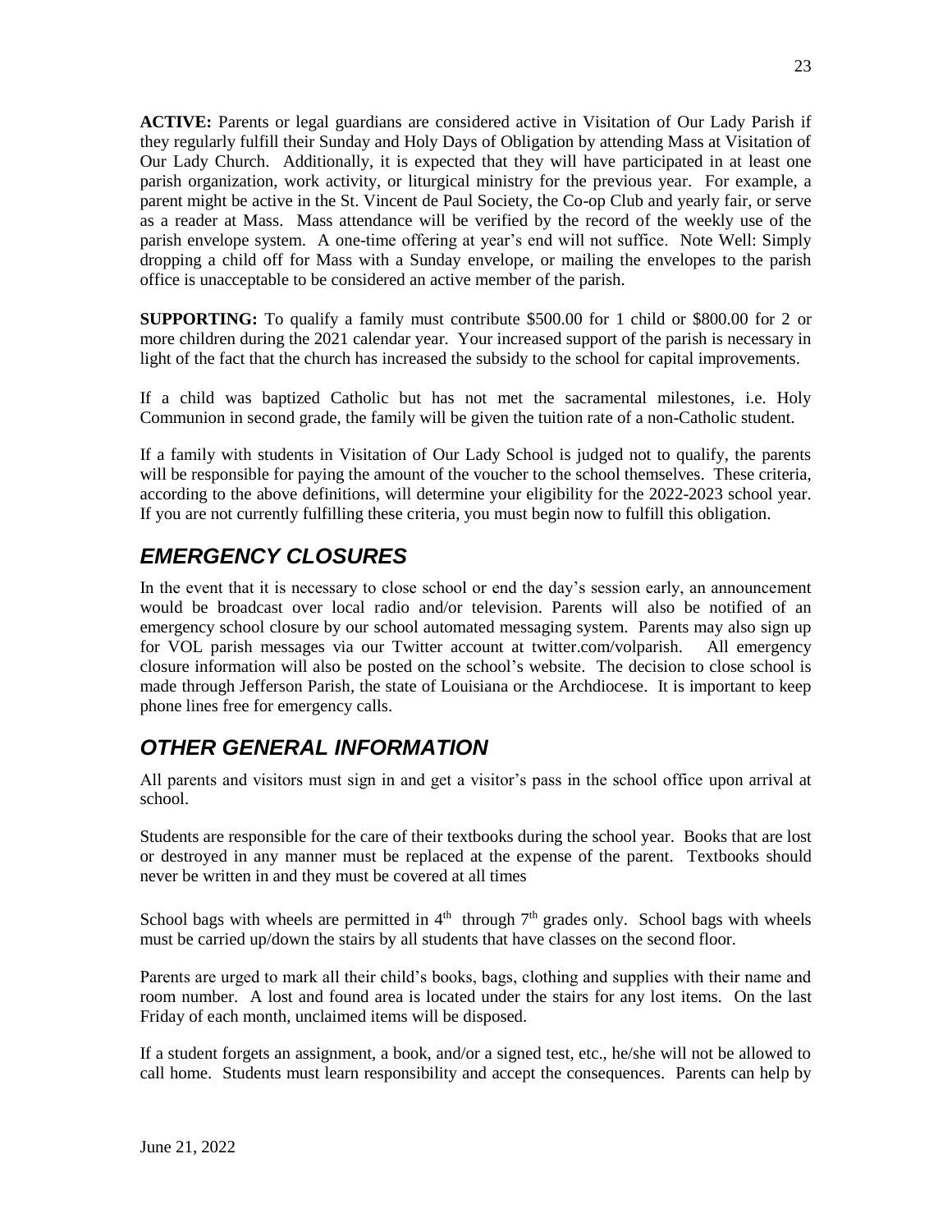**ACTIVE:** Parents or legal guardians are considered active in Visitation of Our Lady Parish if they regularly fulfill their Sunday and Holy Days of Obligation by attending Mass at Visitation of Our Lady Church. Additionally, it is expected that they will have participated in at least one parish organization, work activity, or liturgical ministry for the previous year. For example, a parent might be active in the St. Vincent de Paul Society, the Co-op Club and yearly fair, or serve as a reader at Mass. Mass attendance will be verified by the record of the weekly use of the parish envelope system. A one-time offering at year's end will not suffice. Note Well: Simply dropping a child off for Mass with a Sunday envelope, or mailing the envelopes to the parish office is unacceptable to be considered an active member of the parish.

**SUPPORTING:** To qualify a family must contribute $500.00 for 1 child or $800.00 for 2 or more children during the 2021 calendar year. Your increased support of the parish is necessary in light of the fact that the church has increased the subsidy to the school for capital improvements.

If a child was baptized Catholic but has not met the sacramental milestones, i.e. Holy Communion in second grade, the family will be given the tuition rate of a non-Catholic student.

If a family with students in Visitation of Our Lady School is judged not to qualify, the parents will be responsible for paying the amount of the voucher to the school themselves. These criteria, according to the above definitions, will determine your eligibility for the 2022-2023 school year. If you are not currently fulfilling these criteria, you must begin now to fulfill this obligation.

## *EMERGENCY CLOSURES*

In the event that it is necessary to close school or end the day's session early, an announcement would be broadcast over local radio and/or television. Parents will also be notified of an emergency school closure by our school automated messaging system. Parents may also sign up for VOL parish messages via our Twitter account at twitter.com/volparish. All emergency closure information will also be posted on the school's website. The decision to close school is made through Jefferson Parish, the state of Louisiana or the Archdiocese. It is important to keep phone lines free for emergency calls.

## *OTHER GENERAL INFORMATION*

All parents and visitors must sign in and get a visitor's pass in the school office upon arrival at school.

Students are responsible for the care of their textbooks during the school year. Books that are lost or destroyed in any manner must be replaced at the expense of the parent. Textbooks should never be written in and they must be covered at all times

School bags with wheels are permitted in 4th through 7th grades only. School bags with wheels must be carried up/down the stairs by all students that have classes on the second floor.

Parents are urged to mark all their child's books, bags, clothing and supplies with their name and room number. A lost and found area is located under the stairs for any lost items. On the last Friday of each month, unclaimed items will be disposed.

If a student forgets an assignment, a book, and/or a signed test, etc., he/she will not be allowed to call home. Students must learn responsibility and accept the consequences. Parents can help by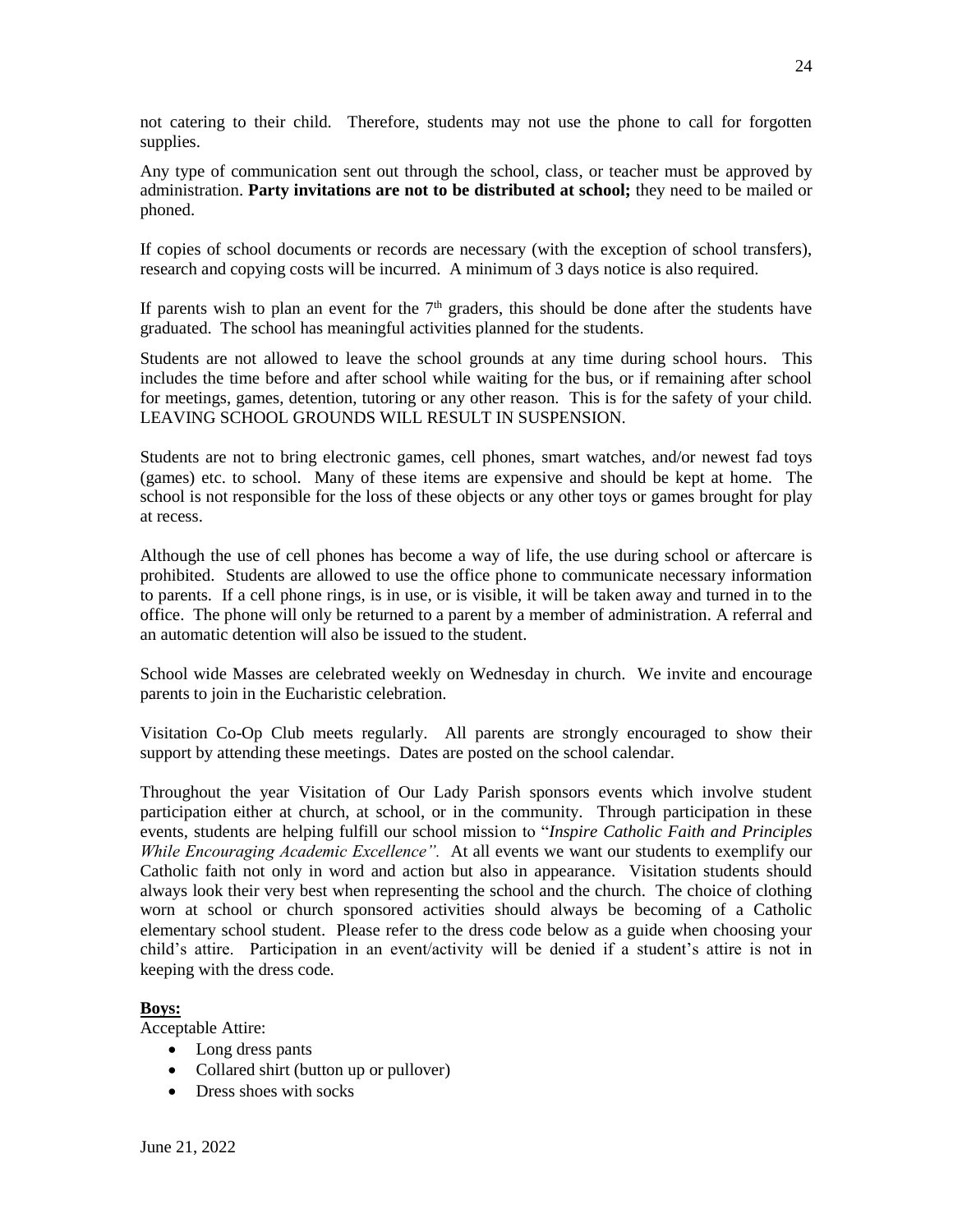not catering to their child. Therefore, students may not use the phone to call for forgotten supplies.

Any type of communication sent out through the school, class, or teacher must be approved by administration. **Party invitations are not to be distributed at school;** they need to be mailed or phoned.

If copies of school documents or records are necessary (with the exception of school transfers), research and copying costs will be incurred. A minimum of 3 days notice is also required.

If parents wish to plan an event for the 7th graders, this should be done after the students have graduated. The school has meaningful activities planned for the students.

Students are not allowed to leave the school grounds at any time during school hours. This includes the time before and after school while waiting for the bus, or if remaining after school for meetings, games, detention, tutoring or any other reason. This is for the safety of your child. LEAVING SCHOOL GROUNDS WILL RESULT IN SUSPENSION.

Students are not to bring electronic games, cell phones, smart watches, and/or newest fad toys (games) etc. to school. Many of these items are expensive and should be kept at home. The school is not responsible for the loss of these objects or any other toys or games brought for play at recess.

Although the use of cell phones has become a way of life, the use during school or aftercare is prohibited. Students are allowed to use the office phone to communicate necessary information to parents. If a cell phone rings, is in use, or is visible, it will be taken away and turned in to the office. The phone will only be returned to a parent by a member of administration. A referral and an automatic detention will also be issued to the student.

School wide Masses are celebrated weekly on Wednesday in church. We invite and encourage parents to join in the Eucharistic celebration.

Visitation Co-Op Club meets regularly. All parents are strongly encouraged to show their support by attending these meetings. Dates are posted on the school calendar.

Throughout the year Visitation of Our Lady Parish sponsors events which involve student participation either at church, at school, or in the community. Through participation in these events, students are helping fulfill our school mission to "*Inspire Catholic Faith and Principles While Encouraging Academic Excellence".* At all events we want our students to exemplify our Catholic faith not only in word and action but also in appearance. Visitation students should always look their very best when representing the school and the church. The choice of clothing worn at school or church sponsored activities should always be becoming of a Catholic elementary school student. Please refer to the dress code below as a guide when choosing your child's attire. Participation in an event/activity will be denied if a student's attire is not in keeping with the dress code.

**Boys:**

Acceptable Attire:

- Long dress pants
- Collared shirt (button up or pullover)
- Dress shoes with socks

June 21, 2022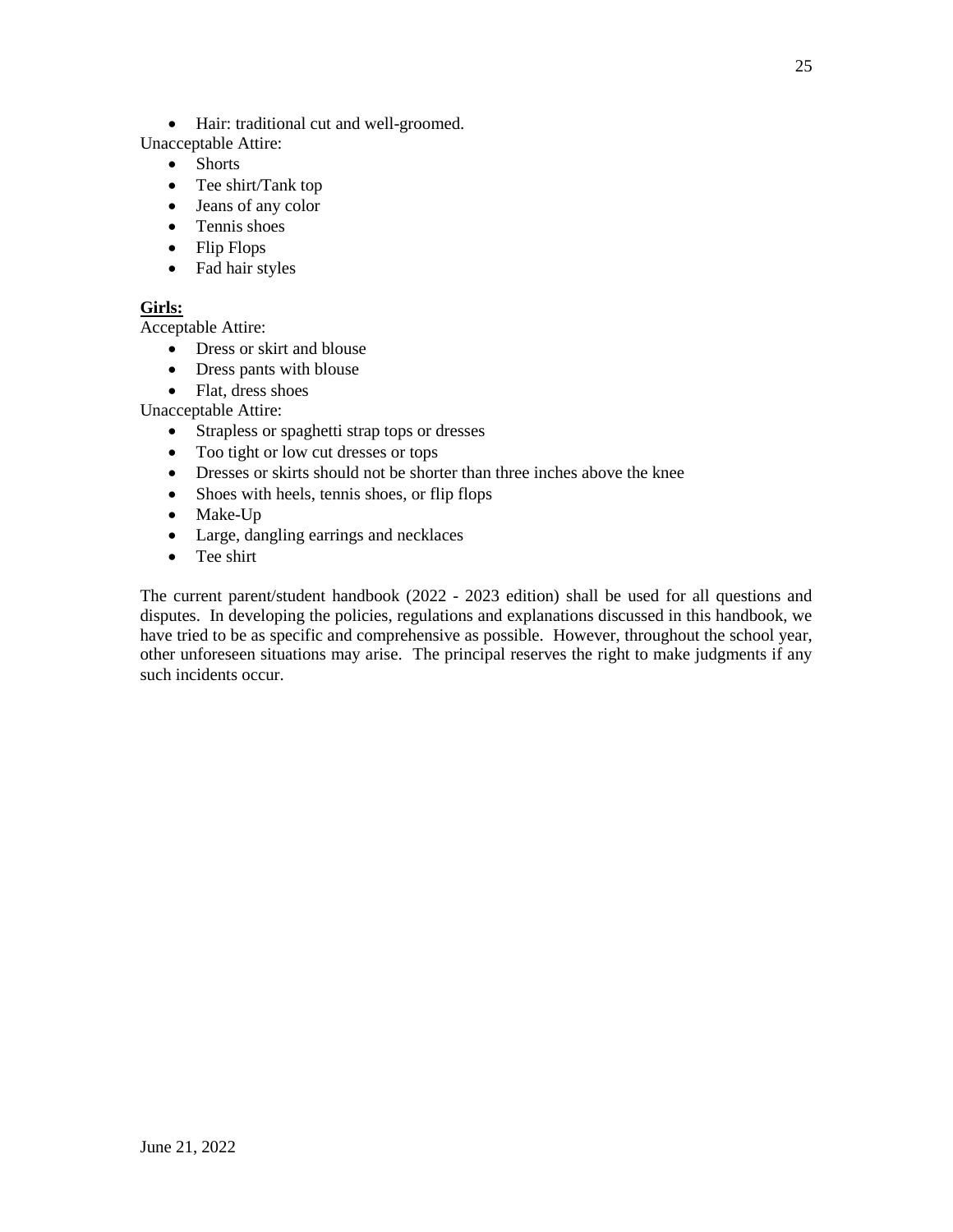- Hair: traditional cut and well-groomed.

Unacceptable Attire:

- Shorts
- Tee shirt/Tank top
- Jeans of any color
- Tennis shoes
- Flip Flops
- Fad hair styles

**Girls:**

Acceptable Attire:

- Dress or skirt and blouse
- Dress pants with blouse
- Flat, dress shoes

Unacceptable Attire:

- Strapless or spaghetti strap tops or dresses
- Too tight or low cut dresses or tops
- Dresses or skirts should not be shorter than three inches above the knee
- Shoes with heels, tennis shoes, or flip flops
- Make-Up
- Large, dangling earrings and necklaces
- Tee shirt

The current parent/student handbook (2022 - 2023 edition) shall be used for all questions and disputes. In developing the policies, regulations and explanations discussed in this handbook, we have tried to be as specific and comprehensive as possible. However, throughout the school year, other unforeseen situations may arise. The principal reserves the right to make judgments if any such incidents occur.